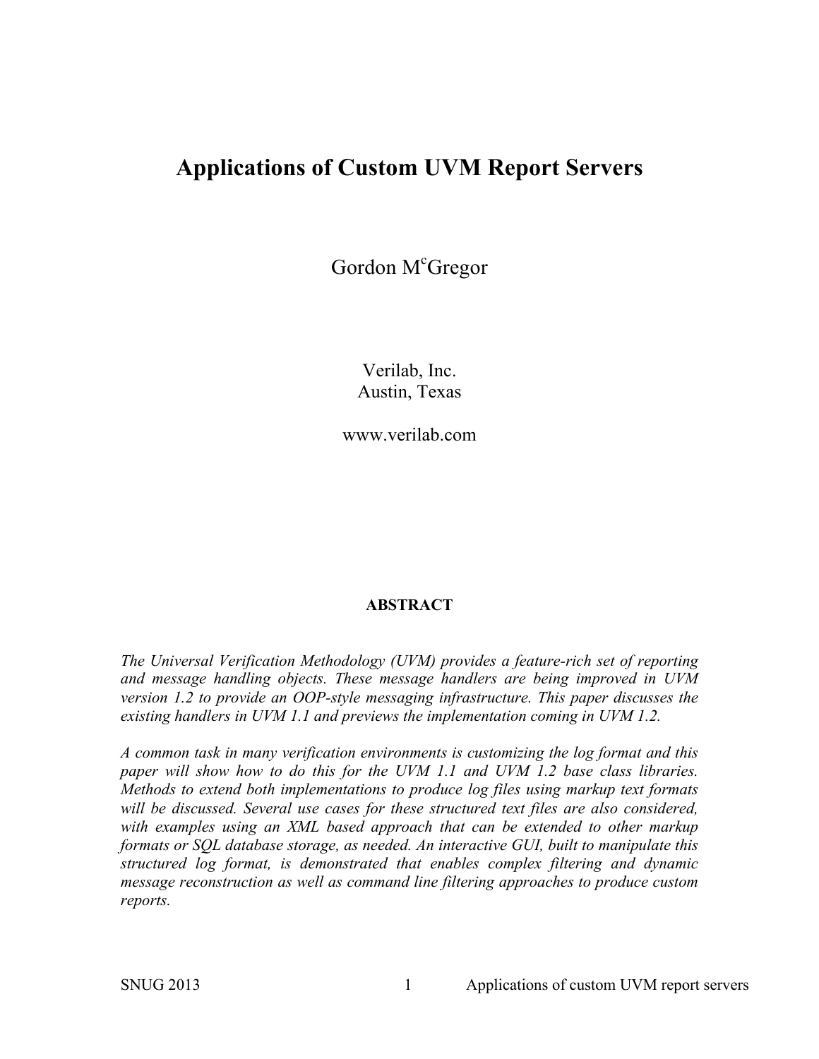# Applications of Custom UVM Report Servers

Gordon M[c]Gregor

Verilab, Inc.
Austin, Texas

www.verilab.com

**ABSTRACT**

*The Universal Verification Methodology (UVM) provides a feature-rich set of reporting and message handling objects. These message handlers are being improved in UVM version 1.2 to provide an OOP-style messaging infrastructure. This paper discusses the existing handlers in UVM 1.1 and previews the implementation coming in UVM 1.2.*

*A common task in many verification environments is customizing the log format and this paper will show how to do this for the UVM 1.1 and UVM 1.2 base class libraries. Methods to extend both implementations to produce log files using markup text formats will be discussed. Several use cases for these structured text files are also considered, with examples using an XML based approach that can be extended to other markup formats or SQL database storage, as needed. An interactive GUI, built to manipulate this structured log format, is demonstrated that enables complex filtering and dynamic message reconstruction as well as command line filtering approaches to produce custom reports.*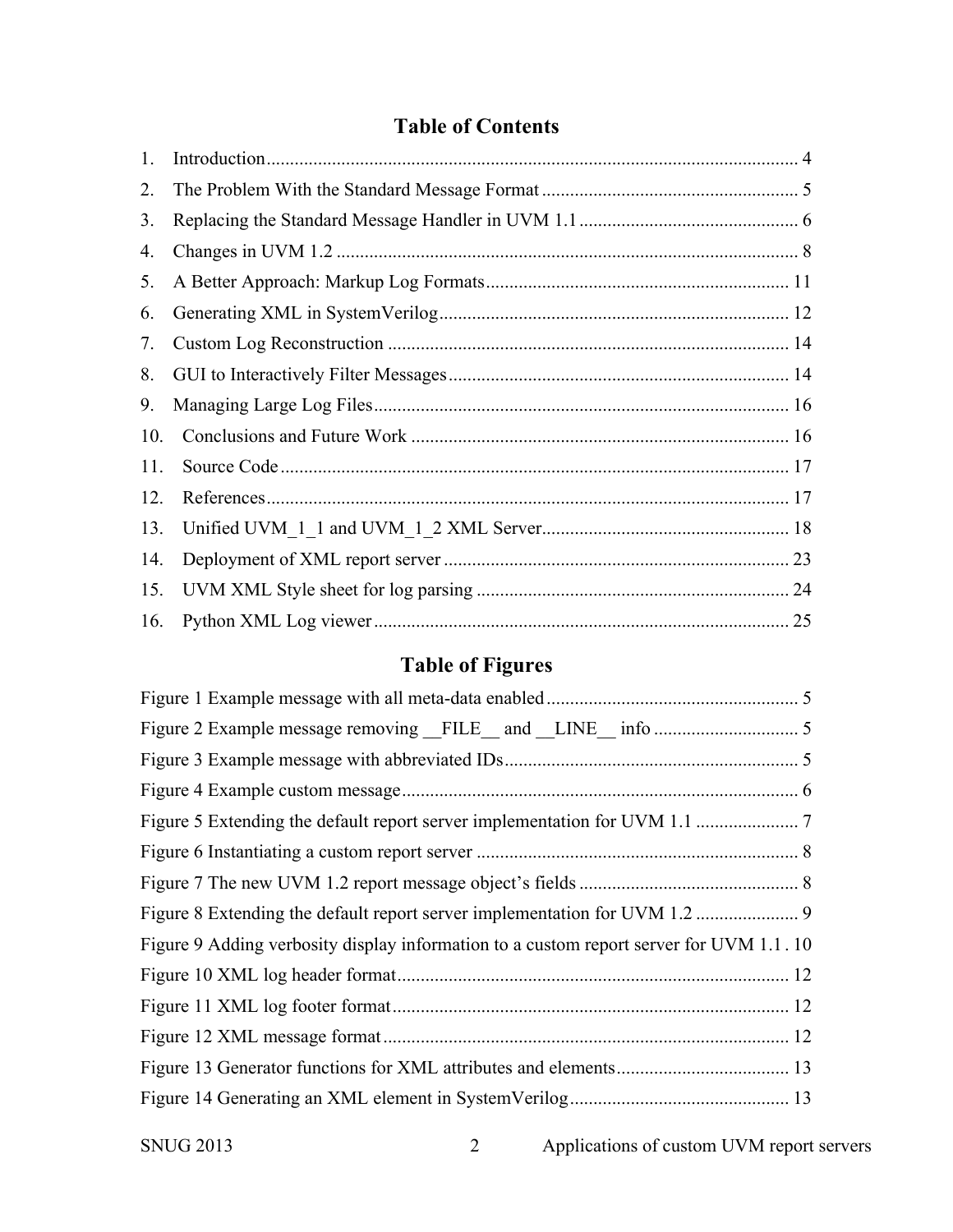## Table of Contents

1. Introduction ................................................................................................................ 4
2. The Problem With the Standard Message Format ....................................................... 5
3. Replacing the Standard Message Handler in UVM 1.1 ............................................... 6
4. Changes in UVM 1.2 .................................................................................................. 8
5. A Better Approach: Markup Log Formats................................................................. 11
6. Generating XML in SystemVerilog ........................................................................... 12
7. Custom Log Reconstruction ...................................................................................... 14
8. GUI to Interactively Filter Messages......................................................................... 14
9. Managing Large Log Files......................................................................................... 16
10. Conclusions and Future Work ................................................................................. 16
11. Source Code ............................................................................................................. 17
12. References................................................................................................................ 17
13. Unified UVM_1_1 and UVM_1_2 XML Server..................................................... 18
14. Deployment of XML report server .......................................................................... 23
15. UVM XML Style sheet for log parsing ................................................................... 24
16. Python XML Log viewer......................................................................................... 25

## Table of Figures

Figure 1 Example message with all meta-data enabled ...................................................... 5
Figure 2 Example message removing __FILE__ and __LINE__ info ............................... 5
Figure 3 Example message with abbreviated IDs.............................................................. 5
Figure 4 Example custom message.................................................................................... 6
Figure 5 Extending the default report server implementation for UVM 1.1 ...................... 7
Figure 6 Instantiating a custom report server ..................................................................... 8
Figure 7 The new UVM 1.2 report message object's fields ............................................... 8
Figure 8 Extending the default report server implementation for UVM 1.2 ...................... 9
Figure 9 Adding verbosity display information to a custom report server for UVM 1.1 . 10
Figure 10 XML log header format.................................................................................... 12
Figure 11 XML log footer format..................................................................................... 12
Figure 12 XML message format....................................................................................... 12
Figure 13 Generator functions for XML attributes and elements..................................... 13
Figure 14 Generating an XML element in SystemVerilog............................................... 13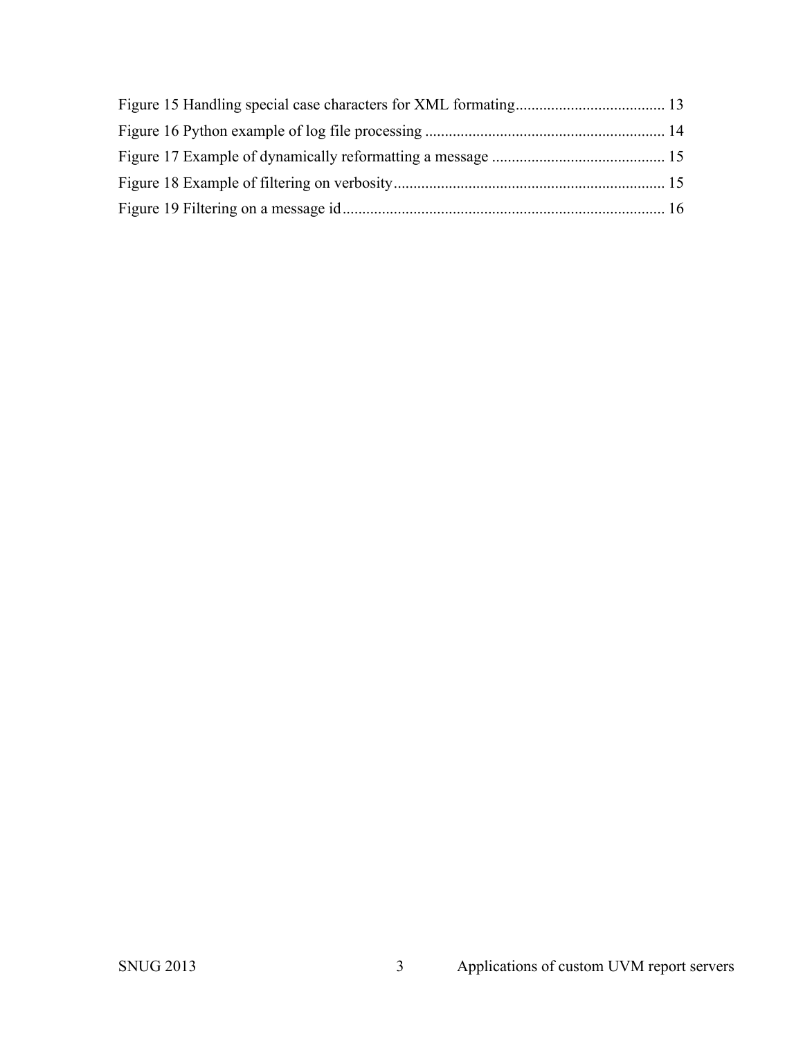Figure 15 Handling special case characters for XML formating...................................... 13

Figure 16 Python example of log file processing ............................................................ 14

Figure 17 Example of dynamically reformatting a message ............................................ 15

Figure 18 Example of filtering on verbosity.................................................................... 15

Figure 19 Filtering on a message id................................................................................. 16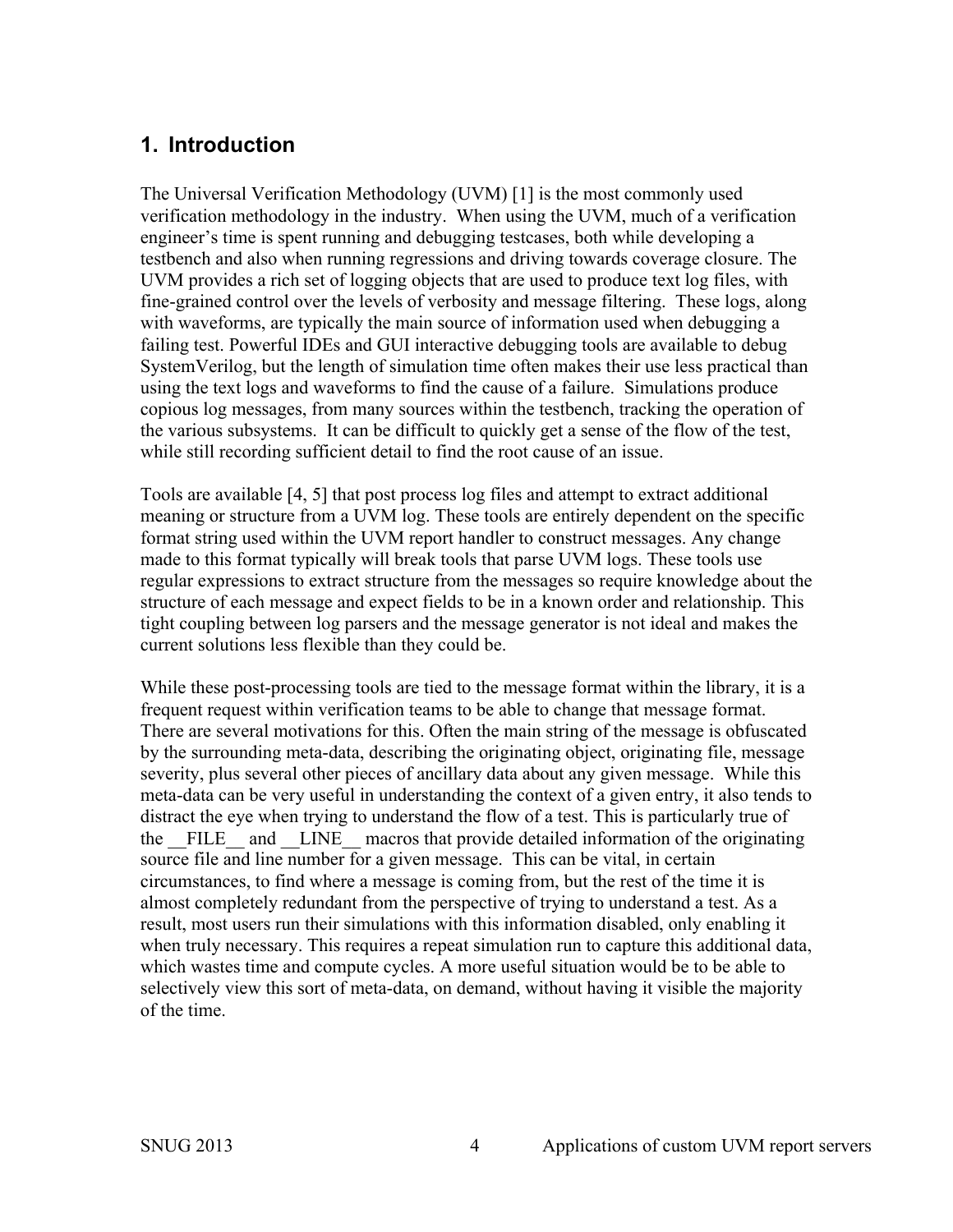## 1. Introduction

The Universal Verification Methodology (UVM) [1] is the most commonly used verification methodology in the industry. When using the UVM, much of a verification engineer's time is spent running and debugging testcases, both while developing a testbench and also when running regressions and driving towards coverage closure. The UVM provides a rich set of logging objects that are used to produce text log files, with fine-grained control over the levels of verbosity and message filtering. These logs, along with waveforms, are typically the main source of information used when debugging a failing test. Powerful IDEs and GUI interactive debugging tools are available to debug SystemVerilog, but the length of simulation time often makes their use less practical than using the text logs and waveforms to find the cause of a failure. Simulations produce copious log messages, from many sources within the testbench, tracking the operation of the various subsystems. It can be difficult to quickly get a sense of the flow of the test, while still recording sufficient detail to find the root cause of an issue.

Tools are available [4, 5] that post process log files and attempt to extract additional meaning or structure from a UVM log. These tools are entirely dependent on the specific format string used within the UVM report handler to construct messages. Any change made to this format typically will break tools that parse UVM logs. These tools use regular expressions to extract structure from the messages so require knowledge about the structure of each message and expect fields to be in a known order and relationship. This tight coupling between log parsers and the message generator is not ideal and makes the current solutions less flexible than they could be.

While these post-processing tools are tied to the message format within the library, it is a frequent request within verification teams to be able to change that message format. There are several motivations for this. Often the main string of the message is obfuscated by the surrounding meta-data, describing the originating object, originating file, message severity, plus several other pieces of ancillary data about any given message. While this meta-data can be very useful in understanding the context of a given entry, it also tends to distract the eye when trying to understand the flow of a test. This is particularly true of the __FILE__ and __LINE__ macros that provide detailed information of the originating source file and line number for a given message. This can be vital, in certain circumstances, to find where a message is coming from, but the rest of the time it is almost completely redundant from the perspective of trying to understand a test. As a result, most users run their simulations with this information disabled, only enabling it when truly necessary. This requires a repeat simulation run to capture this additional data, which wastes time and compute cycles. A more useful situation would be to be able to selectively view this sort of meta-data, on demand, without having it visible the majority of the time.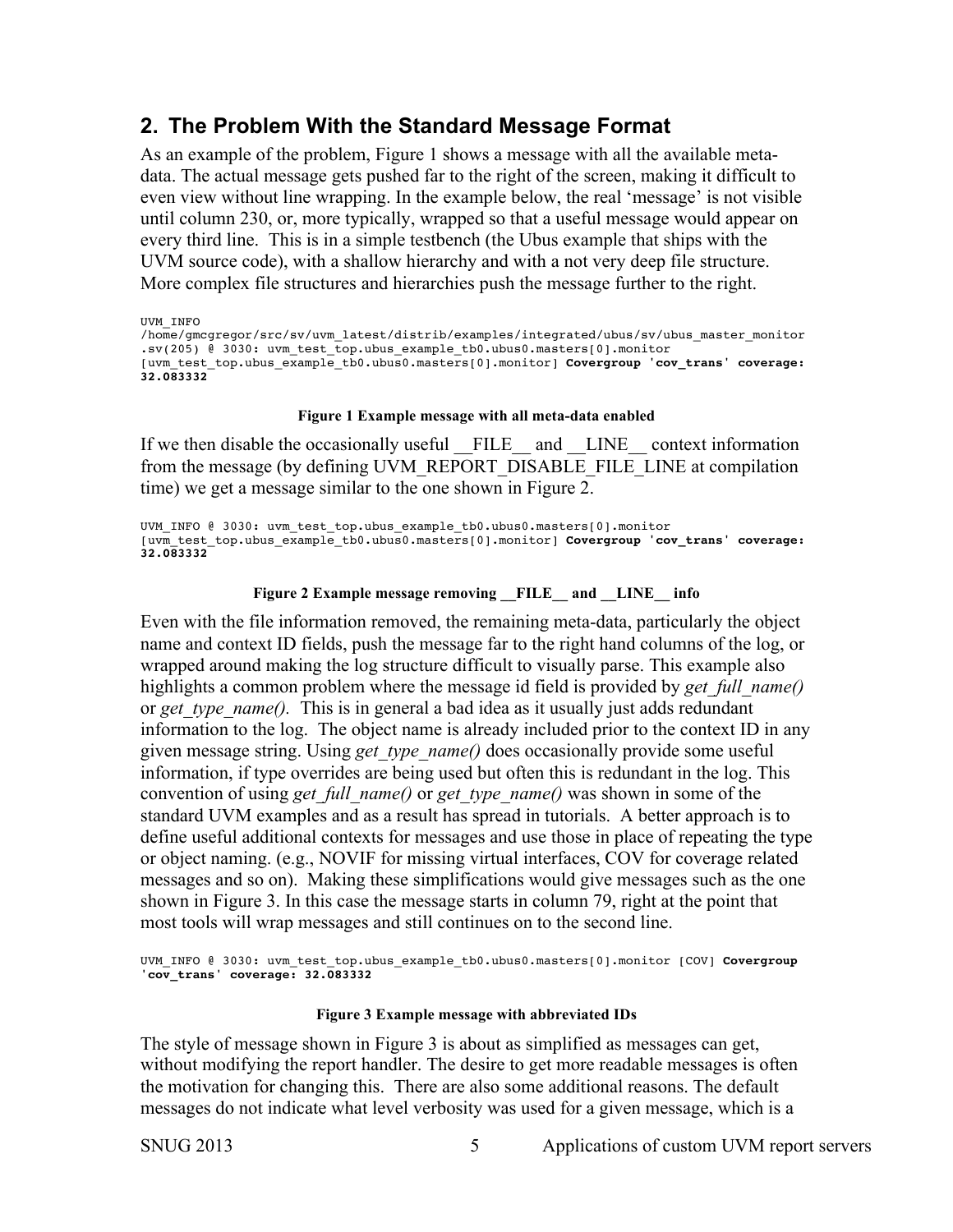## 2. The Problem With the Standard Message Format

As an example of the problem, Figure 1 shows a message with all the available meta-data. The actual message gets pushed far to the right of the screen, making it difficult to even view without line wrapping. In the example below, the real 'message' is not visible until column 230, or, more typically, wrapped so that a useful message would appear on every third line. This is in a simple testbench (the Ubus example that ships with the UVM source code), with a shallow hierarchy and with a not very deep file structure. More complex file structures and hierarchies push the message further to the right.

```
UVM_INFO
/home/gmcgregor/src/sv/uvm_latest/distrib/examples/integrated/ubus/sv/ubus_master_monitor
.sv(205) @ 3030: uvm_test_top.ubus_example_tb0.ubus0.masters[0].monitor
[uvm_test_top.ubus_example_tb0.ubus0.masters[0].monitor] Covergroup 'cov_trans' coverage:
32.083332
```

**Figure 1 Example message with all meta-data enabled**

If we then disable the occasionally useful __FILE__ and __LINE__ context information from the message (by defining UVM_REPORT_DISABLE_FILE_LINE at compilation time) we get a message similar to the one shown in Figure 2.

```
UVM_INFO @ 3030: uvm_test_top.ubus_example_tb0.ubus0.masters[0].monitor
[uvm_test_top.ubus_example_tb0.ubus0.masters[0].monitor] Covergroup 'cov_trans' coverage:
32.083332
```

**Figure 2 Example message removing __FILE__ and __LINE__ info**

Even with the file information removed, the remaining meta-data, particularly the object name and context ID fields, push the message far to the right hand columns of the log, or wrapped around making the log structure difficult to visually parse. This example also highlights a common problem where the message id field is provided by *get_full_name()* or *get_type_name()*. This is in general a bad idea as it usually just adds redundant information to the log. The object name is already included prior to the context ID in any given message string. Using *get_type_name()* does occasionally provide some useful information, if type overrides are being used but often this is redundant in the log. This convention of using *get_full_name()* or *get_type_name()* was shown in some of the standard UVM examples and as a result has spread in tutorials. A better approach is to define useful additional contexts for messages and use those in place of repeating the type or object naming. (e.g., NOVIF for missing virtual interfaces, COV for coverage related messages and so on). Making these simplifications would give messages such as the one shown in Figure 3. In this case the message starts in column 79, right at the point that most tools will wrap messages and still continues on to the second line.

```
UVM_INFO @ 3030: uvm_test_top.ubus_example_tb0.ubus0.masters[0].monitor [COV] Covergroup
'cov_trans' coverage: 32.083332
```

**Figure 3 Example message with abbreviated IDs**

The style of message shown in Figure 3 is about as simplified as messages can get, without modifying the report handler. The desire to get more readable messages is often the motivation for changing this. There are also some additional reasons. The default messages do not indicate what level verbosity was used for a given message, which is a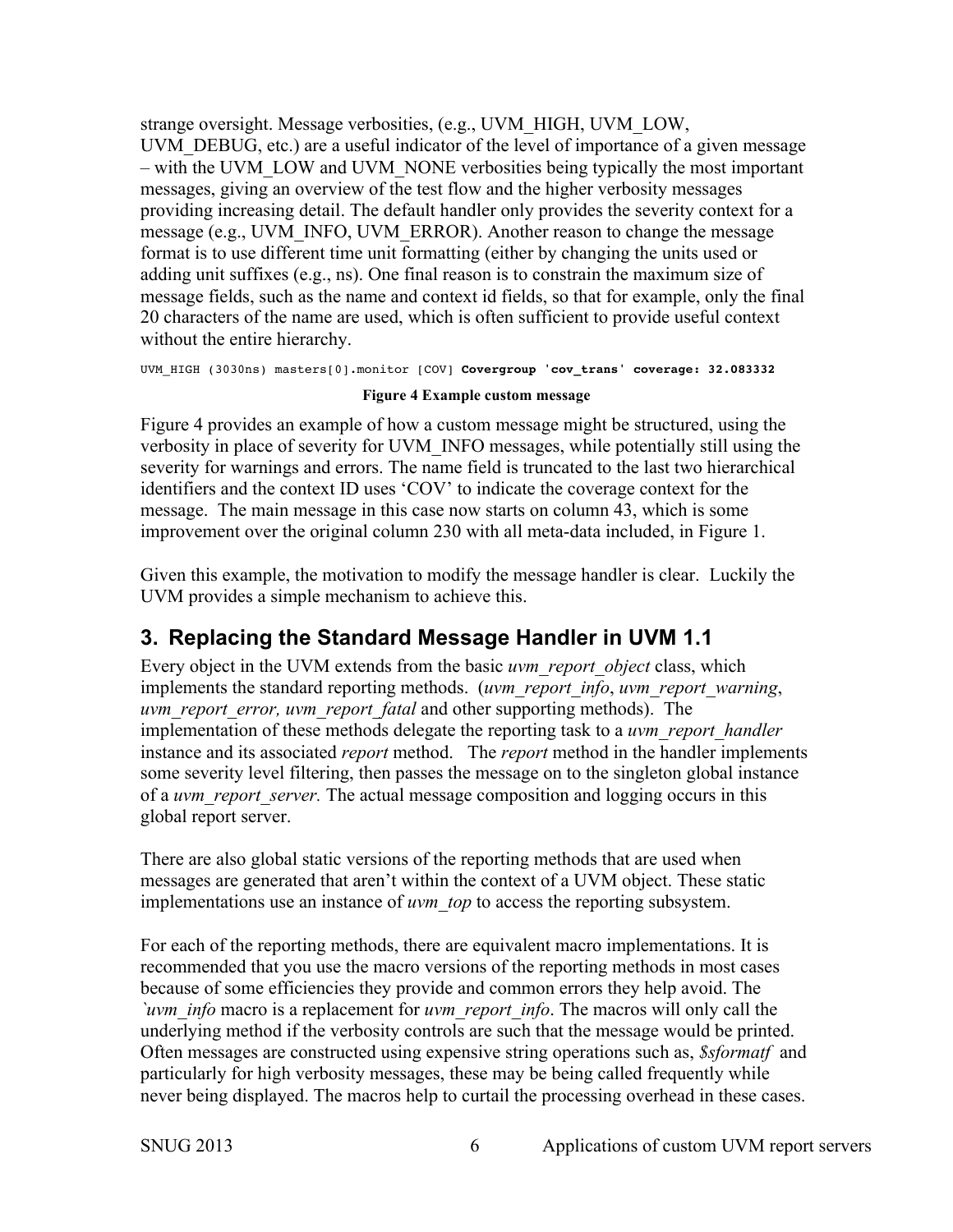strange oversight. Message verbosities, (e.g., UVM_HIGH, UVM_LOW, UVM_DEBUG, etc.) are a useful indicator of the level of importance of a given message – with the UVM_LOW and UVM_NONE verbosities being typically the most important messages, giving an overview of the test flow and the higher verbosity messages providing increasing detail. The default handler only provides the severity context for a message (e.g., UVM_INFO, UVM_ERROR). Another reason to change the message format is to use different time unit formatting (either by changing the units used or adding unit suffixes (e.g., ns). One final reason is to constrain the maximum size of message fields, such as the name and context id fields, so that for example, only the final 20 characters of the name are used, which is often sufficient to provide useful context without the entire hierarchy.

```
UVM_HIGH (3030ns) masters[0].monitor [COV] Covergroup 'cov_trans' coverage: 32.083332
```

**Figure 4 Example custom message**

Figure 4 provides an example of how a custom message might be structured, using the verbosity in place of severity for UVM_INFO messages, while potentially still using the severity for warnings and errors. The name field is truncated to the last two hierarchical identifiers and the context ID uses 'COV' to indicate the coverage context for the message. The main message in this case now starts on column 43, which is some improvement over the original column 230 with all meta-data included, in Figure 1.

Given this example, the motivation to modify the message handler is clear. Luckily the UVM provides a simple mechanism to achieve this.

## 3. Replacing the Standard Message Handler in UVM 1.1

Every object in the UVM extends from the basic *uvm_report_object* class, which implements the standard reporting methods. (*uvm_report_info*, *uvm_report_warning*, *uvm_report_error, uvm_report_fatal* and other supporting methods). The implementation of these methods delegate the reporting task to a *uvm_report_handler* instance and its associated *report* method. The *report* method in the handler implements some severity level filtering, then passes the message on to the singleton global instance of a *uvm_report_server.* The actual message composition and logging occurs in this global report server.

There are also global static versions of the reporting methods that are used when messages are generated that aren't within the context of a UVM object. These static implementations use an instance of *uvm_top* to access the reporting subsystem.

For each of the reporting methods, there are equivalent macro implementations. It is recommended that you use the macro versions of the reporting methods in most cases because of some efficiencies they provide and common errors they help avoid. The *`uvm_info* macro is a replacement for *uvm_report_info*. The macros will only call the underlying method if the verbosity controls are such that the message would be printed. Often messages are constructed using expensive string operations such as, *$sformatf* and particularly for high verbosity messages, these may be being called frequently while never being displayed. The macros help to curtail the processing overhead in these cases.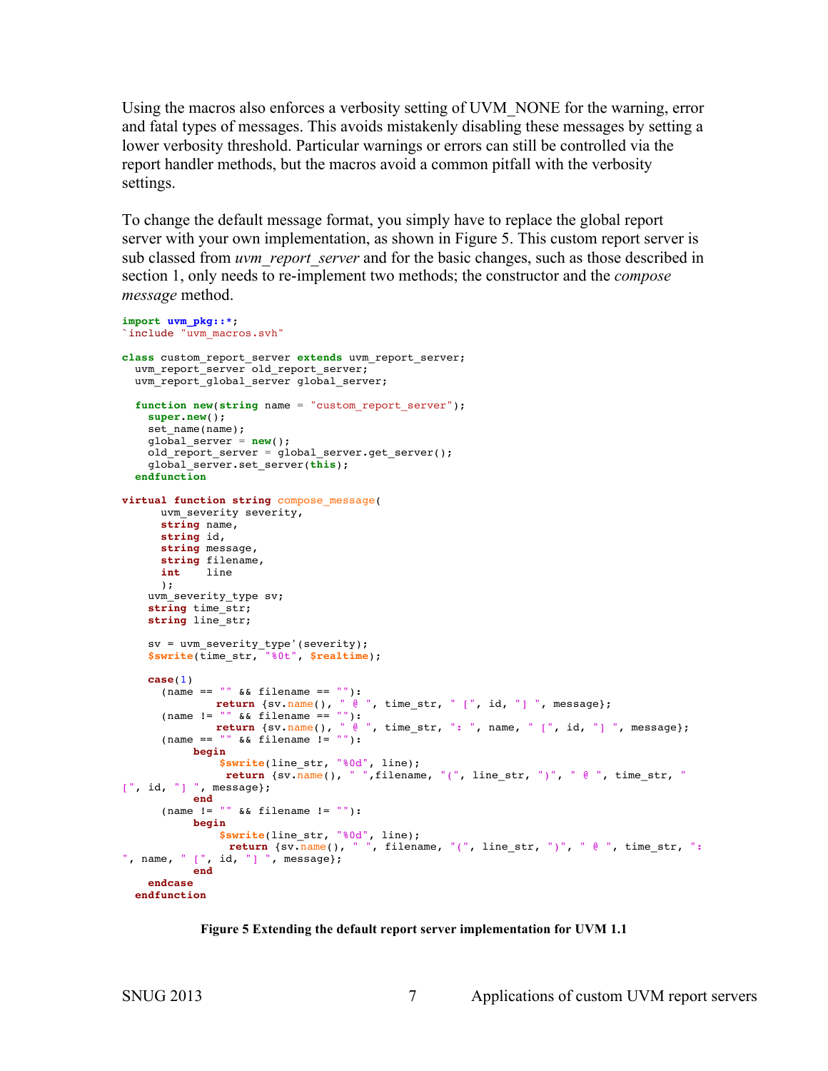Using the macros also enforces a verbosity setting of UVM_NONE for the warning, error and fatal types of messages. This avoids mistakenly disabling these messages by setting a lower verbosity threshold. Particular warnings or errors can still be controlled via the report handler methods, but the macros avoid a common pitfall with the verbosity settings.

To change the default message format, you simply have to replace the global report server with your own implementation, as shown in Figure 5. This custom report server is sub classed from *uvm_report_server* and for the basic changes, such as those described in section 1, only needs to re-implement two methods; the constructor and the *compose message* method.

```
import uvm_pkg::*;
`include "uvm_macros.svh"

class custom_report_server extends uvm_report_server;
  uvm_report_server old_report_server;
  uvm_report_global_server global_server;

  function new(string name = "custom_report_server");
    super.new();
    set_name(name);
    global_server = new();
    old_report_server = global_server.get_server();
    global_server.set_server(this);
  endfunction

virtual function string compose_message(
      uvm_severity severity,
      string name,
      string id,
      string message,
      string filename,
      int    line
      );
    uvm_severity_type sv;
    string time_str;
    string line_str;

    sv = uvm_severity_type'(severity);
    $swrite(time_str, "%0t", $realtime);

    case(1)
      (name == "" && filename == ""):
              return {sv.name(), " @ ", time_str, " [", id, "] ", message};
      (name != "" && filename == ""):
              return {sv.name(), " @ ", time_str, ": ", name, " [", id, "] ", message};
      (name == "" && filename != ""):
           begin
               $swrite(line_str, "%0d", line);
                return {sv.name(), " ",filename, "(", line_str, ")", " @ ", time_str, "
[", id, "] ", message};
           end
      (name != "" && filename != ""):
           begin
               $swrite(line_str, "%0d", line);
                return {sv.name(), " ", filename, "(", line_str, ")", " @ ", time_str, ":
", name, " [", id, "] ", message};
           end
    endcase
  endfunction
```

**Figure 5 Extending the default report server implementation for UVM 1.1**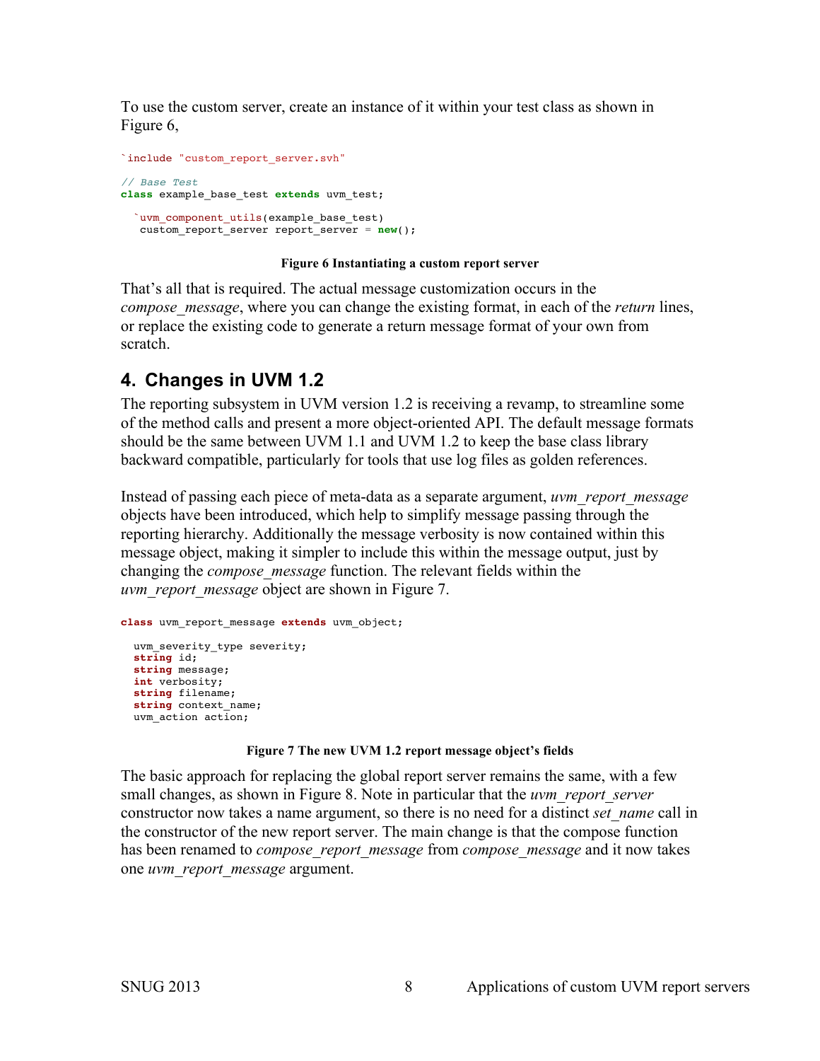To use the custom server, create an instance of it within your test class as shown in Figure 6,

```
`include "custom_report_server.svh"

// Base Test
class example_base_test extends uvm_test;

  `uvm_component_utils(example_base_test)
   custom_report_server report_server = new();
```

**Figure 6 Instantiating a custom report server**

That's all that is required. The actual message customization occurs in the *compose_message*, where you can change the existing format, in each of the *return* lines, or replace the existing code to generate a return message format of your own from scratch.

## 4. Changes in UVM 1.2

The reporting subsystem in UVM version 1.2 is receiving a revamp, to streamline some of the method calls and present a more object-oriented API. The default message formats should be the same between UVM 1.1 and UVM 1.2 to keep the base class library backward compatible, particularly for tools that use log files as golden references.

Instead of passing each piece of meta-data as a separate argument, *uvm_report_message* objects have been introduced, which help to simplify message passing through the reporting hierarchy. Additionally the message verbosity is now contained within this message object, making it simpler to include this within the message output, just by changing the *compose_message* function. The relevant fields within the *uvm_report_message* object are shown in Figure 7.

```
class uvm_report_message extends uvm_object;

  uvm_severity_type severity;
  string id;
  string message;
  int verbosity;
  string filename;
  string context_name;
  uvm_action action;
```

**Figure 7 The new UVM 1.2 report message object's fields**

The basic approach for replacing the global report server remains the same, with a few small changes, as shown in Figure 8. Note in particular that the *uvm_report_server* constructor now takes a name argument, so there is no need for a distinct *set_name* call in the constructor of the new report server. The main change is that the compose function has been renamed to *compose_report_message* from *compose_message* and it now takes one *uvm_report_message* argument.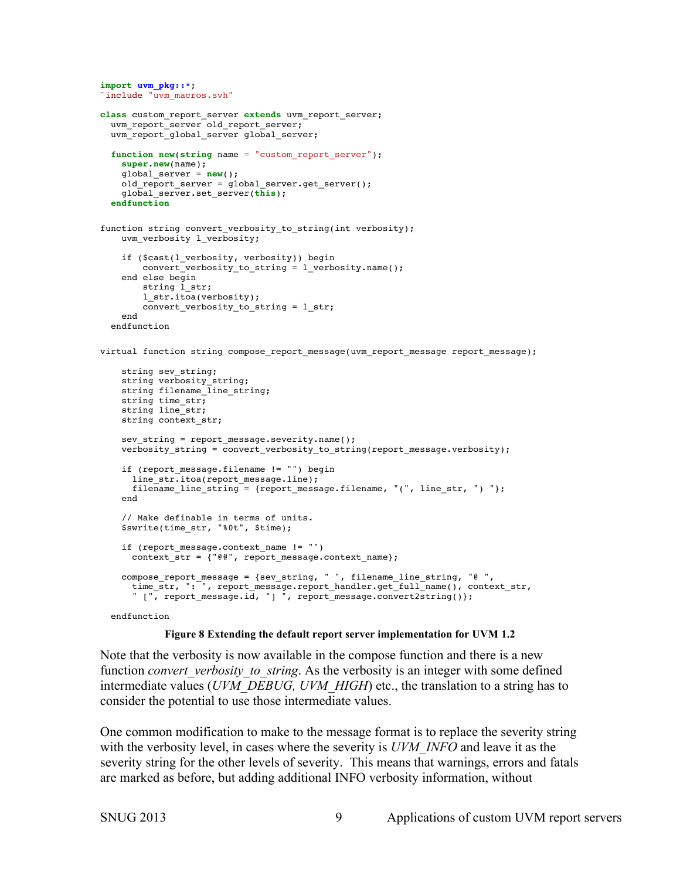```
import uvm_pkg::*;
`include "uvm_macros.svh"

class custom_report_server extends uvm_report_server;
  uvm_report_server old_report_server;
  uvm_report_global_server global_server;

  function new(string name = "custom_report_server");
    super.new(name);
    global_server = new();
    old_report_server = global_server.get_server();
    global_server.set_server(this);
  endfunction


function string convert_verbosity_to_string(int verbosity);
    uvm_verbosity l_verbosity;

    if ($cast(l_verbosity, verbosity)) begin
        convert_verbosity_to_string = l_verbosity.name();
    end else begin
        string l_str;
        l_str.itoa(verbosity);
        convert_verbosity_to_string = l_str;
    end
  endfunction


virtual function string compose_report_message(uvm_report_message report_message);

    string sev_string;
    string verbosity_string;
    string filename_line_string;
    string time_str;
    string line_str;
    string context_str;

    sev_string = report_message.severity.name();
    verbosity_string = convert_verbosity_to_string(report_message.verbosity);

    if (report_message.filename != "") begin
      line_str.itoa(report_message.line);
      filename_line_string = {report_message.filename, "(", line_str, ") "};
    end

    // Make definable in terms of units.
    $swrite(time_str, "%0t", $time);

    if (report_message.context_name != "")
      context_str = {"@@", report_message.context_name};

    compose_report_message = {sev_string, " ", filename_line_string, "@ ",
      time_str, ": ", report_message.report_handler.get_full_name(), context_str,
      " [", report_message.id, "] ", report_message.convert2string()};

  endfunction
```

**Figure 8 Extending the default report server implementation for UVM 1.2**

Note that the verbosity is now available in the compose function and there is a new function *convert_verbosity_to_string*. As the verbosity is an integer with some defined intermediate values (*UVM_DEBUG, UVM_HIGH*) etc., the translation to a string has to consider the potential to use those intermediate values.

One common modification to make to the message format is to replace the severity string with the verbosity level, in cases where the severity is *UVM_INFO* and leave it as the severity string for the other levels of severity. This means that warnings, errors and fatals are marked as before, but adding additional INFO verbosity information, without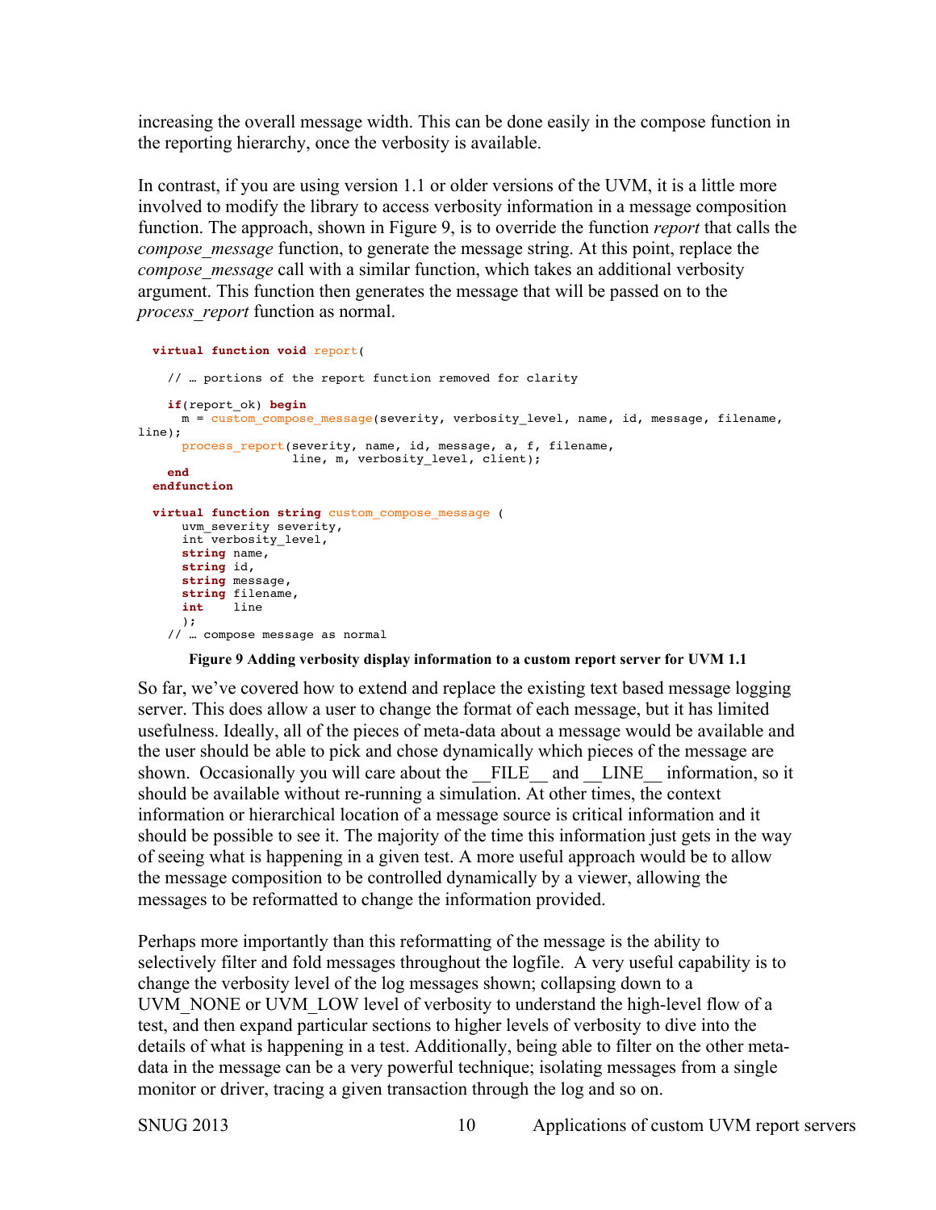increasing the overall message width. This can be done easily in the compose function in the reporting hierarchy, once the verbosity is available.

In contrast, if you are using version 1.1 or older versions of the UVM, it is a little more involved to modify the library to access verbosity information in a message composition function. The approach, shown in Figure 9, is to override the function *report* that calls the *compose_message* function, to generate the message string. At this point, replace the *compose_message* call with a similar function, which takes an additional verbosity argument. This function then generates the message that will be passed on to the *process_report* function as normal.

```
  virtual function void report(

    // … portions of the report function removed for clarity

    if(report_ok) begin
      m = custom_compose_message(severity, verbosity_level, name, id, message, filename,
line);
      process_report(severity, name, id, message, a, f, filename,
                     line, m, verbosity_level, client);
    end
  endfunction

  virtual function string custom_compose_message (
      uvm_severity severity,
      int verbosity_level,
      string name,
      string id,
      string message,
      string filename,
      int    line
      );
    // … compose message as normal
```

**Figure 9 Adding verbosity display information to a custom report server for UVM 1.1**

So far, we've covered how to extend and replace the existing text based message logging server. This does allow a user to change the format of each message, but it has limited usefulness. Ideally, all of the pieces of meta-data about a message would be available and the user should be able to pick and chose dynamically which pieces of the message are shown. Occasionally you will care about the __FILE__ and __LINE__ information, so it should be available without re-running a simulation. At other times, the context information or hierarchical location of a message source is critical information and it should be possible to see it. The majority of the time this information just gets in the way of seeing what is happening in a given test. A more useful approach would be to allow the message composition to be controlled dynamically by a viewer, allowing the messages to be reformatted to change the information provided.

Perhaps more importantly than this reformatting of the message is the ability to selectively filter and fold messages throughout the logfile. A very useful capability is to change the verbosity level of the log messages shown; collapsing down to a UVM_NONE or UVM_LOW level of verbosity to understand the high-level flow of a test, and then expand particular sections to higher levels of verbosity to dive into the details of what is happening in a test. Additionally, being able to filter on the other meta-data in the message can be a very powerful technique; isolating messages from a single monitor or driver, tracing a given transaction through the log and so on.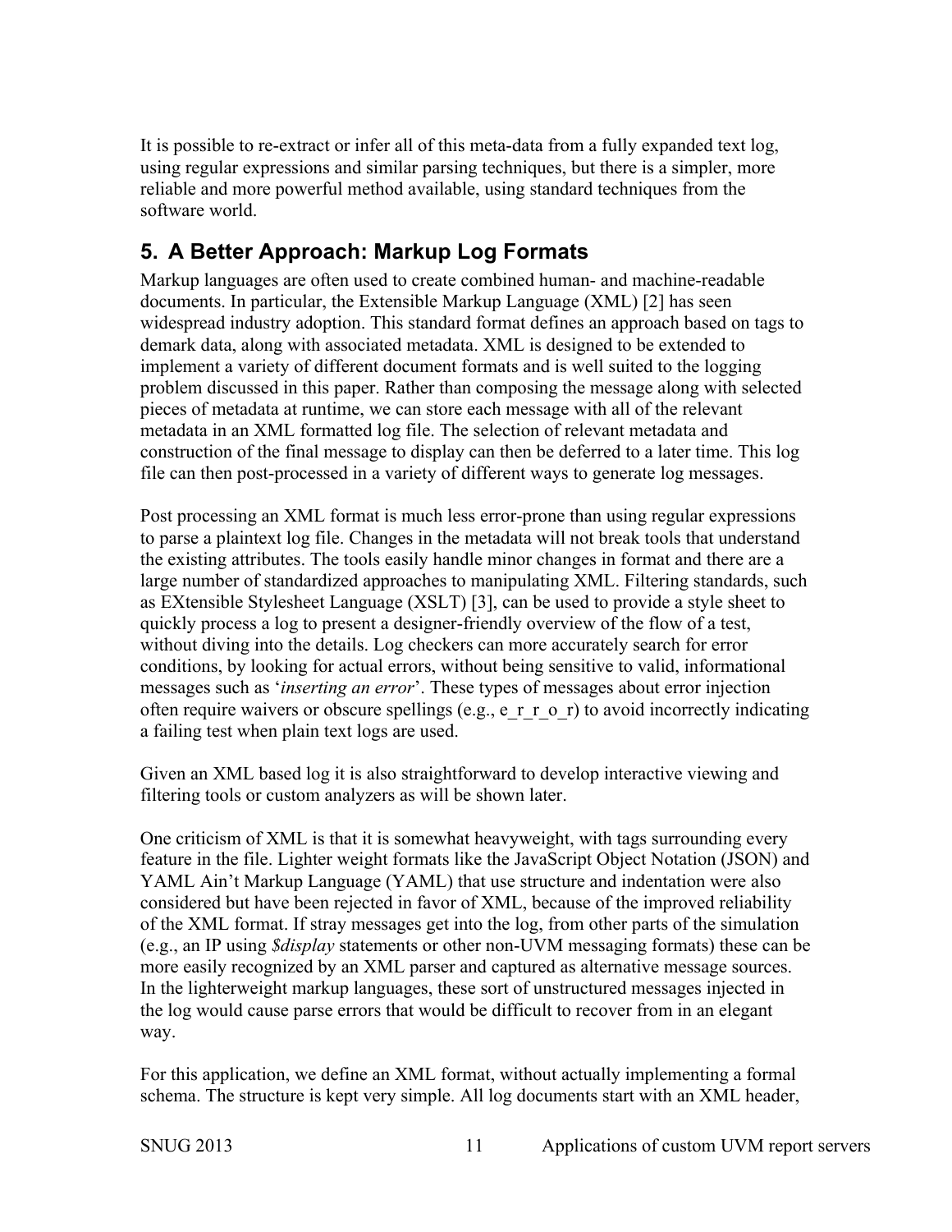It is possible to re-extract or infer all of this meta-data from a fully expanded text log, using regular expressions and similar parsing techniques, but there is a simpler, more reliable and more powerful method available, using standard techniques from the software world.

## 5. A Better Approach: Markup Log Formats

Markup languages are often used to create combined human- and machine-readable documents. In particular, the Extensible Markup Language (XML) [2] has seen widespread industry adoption. This standard format defines an approach based on tags to demark data, along with associated metadata. XML is designed to be extended to implement a variety of different document formats and is well suited to the logging problem discussed in this paper. Rather than composing the message along with selected pieces of metadata at runtime, we can store each message with all of the relevant metadata in an XML formatted log file. The selection of relevant metadata and construction of the final message to display can then be deferred to a later time. This log file can then post-processed in a variety of different ways to generate log messages.

Post processing an XML format is much less error-prone than using regular expressions to parse a plaintext log file. Changes in the metadata will not break tools that understand the existing attributes. The tools easily handle minor changes in format and there are a large number of standardized approaches to manipulating XML. Filtering standards, such as EXtensible Stylesheet Language (XSLT) [3], can be used to provide a style sheet to quickly process a log to present a designer-friendly overview of the flow of a test, without diving into the details. Log checkers can more accurately search for error conditions, by looking for actual errors, without being sensitive to valid, informational messages such as '*inserting an error*'. These types of messages about error injection often require waivers or obscure spellings (e.g., e_r_r_o_r) to avoid incorrectly indicating a failing test when plain text logs are used.

Given an XML based log it is also straightforward to develop interactive viewing and filtering tools or custom analyzers as will be shown later.

One criticism of XML is that it is somewhat heavyweight, with tags surrounding every feature in the file. Lighter weight formats like the JavaScript Object Notation (JSON) and YAML Ain't Markup Language (YAML) that use structure and indentation were also considered but have been rejected in favor of XML, because of the improved reliability of the XML format. If stray messages get into the log, from other parts of the simulation (e.g., an IP using *$display* statements or other non-UVM messaging formats) these can be more easily recognized by an XML parser and captured as alternative message sources. In the lighterweight markup languages, these sort of unstructured messages injected in the log would cause parse errors that would be difficult to recover from in an elegant way.

For this application, we define an XML format, without actually implementing a formal schema. The structure is kept very simple. All log documents start with an XML header,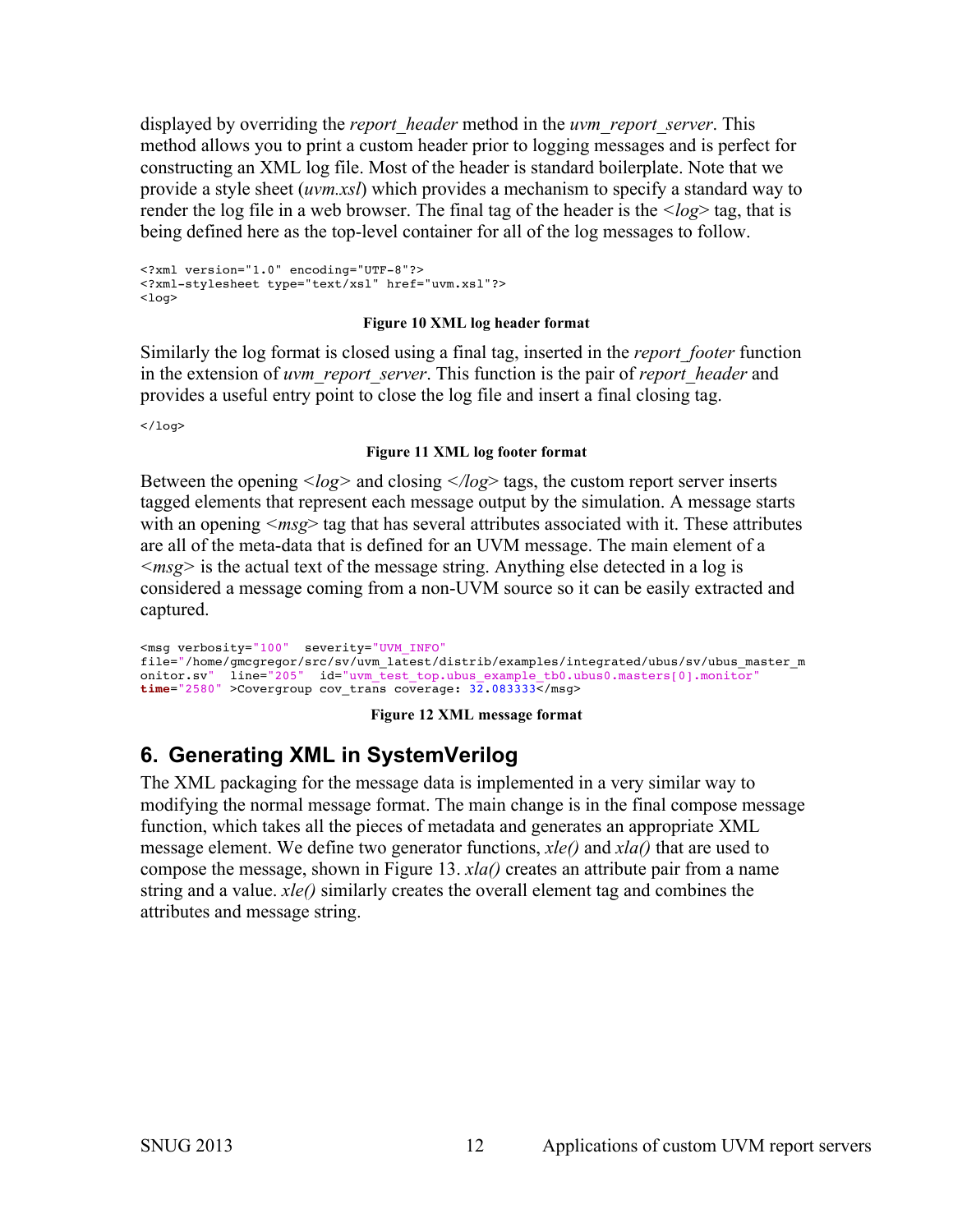displayed by overriding the *report_header* method in the *uvm_report_server*. This method allows you to print a custom header prior to logging messages and is perfect for constructing an XML log file. Most of the header is standard boilerplate. Note that we provide a style sheet (*uvm.xsl*) which provides a mechanism to specify a standard way to render the log file in a web browser. The final tag of the header is the <*log*> tag, that is being defined here as the top-level container for all of the log messages to follow.

```
<?xml version="1.0" encoding="UTF-8"?>
<?xml-stylesheet type="text/xsl" href="uvm.xsl"?>
<log>
```

**Figure 10 XML log header format**

Similarly the log format is closed using a final tag, inserted in the *report_footer* function in the extension of *uvm_report_server*. This function is the pair of *report_header* and provides a useful entry point to close the log file and insert a final closing tag.

```
</log>
```

**Figure 11 XML log footer format**

Between the opening <*log*> and closing <*/log*> tags, the custom report server inserts tagged elements that represent each message output by the simulation. A message starts with an opening <*msg*> tag that has several attributes associated with it. These attributes are all of the meta-data that is defined for an UVM message. The main element of a <*msg*> is the actual text of the message string. Anything else detected in a log is considered a message coming from a non-UVM source so it can be easily extracted and captured.

```
<msg verbosity="100"  severity="UVM_INFO"
file="/home/gmcgregor/src/sv/uvm_latest/distrib/examples/integrated/ubus/sv/ubus_master_m
onitor.sv"  line="205"  id="uvm_test_top.ubus_example_tb0.ubus0.masters[0].monitor"
time="2580" >Covergroup cov_trans coverage: 32.083333</msg>
```

**Figure 12 XML message format**

## 6. Generating XML in SystemVerilog

The XML packaging for the message data is implemented in a very similar way to modifying the normal message format. The main change is in the final compose message function, which takes all the pieces of metadata and generates an appropriate XML message element. We define two generator functions, *xle()* and *xla()* that are used to compose the message, shown in Figure 13. *xla()* creates an attribute pair from a name string and a value. *xle()* similarly creates the overall element tag and combines the attributes and message string.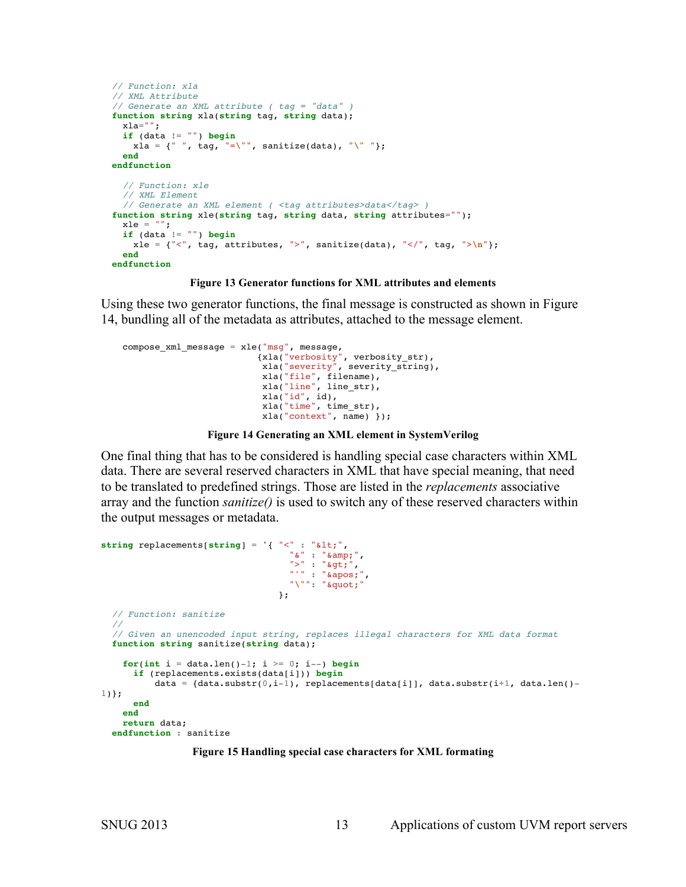```
// Function: xla
// XML Attribute
// Generate an XML attribute ( tag = "data" )
function string xla(string tag, string data);
  xla="";
  if (data != "") begin
    xla = {" ", tag, "=\"", sanitize(data), "\" "};
  end
endfunction

  // Function: xle
  // XML Element
  // Generate an XML element ( <tag attributes>data</tag> )
function string xle(string tag, string data, string attributes="");
  xle = "";
  if (data != "") begin
    xle = {"<", tag, attributes, ">", sanitize(data), "</", tag, ">\n"};
  end
endfunction
```

**Figure 13 Generator functions for XML attributes and elements**

Using these two generator functions, the final message is constructed as shown in Figure 14, bundling all of the metadata as attributes, attached to the message element.

```
compose_xml_message = xle("msg", message,
                         {xla("verbosity", verbosity_str),
                          xla("severity", severity_string),
                          xla("file", filename),
                          xla("line", line_str),
                          xla("id", id),
                          xla("time", time_str),
                          xla("context", name) });
```

**Figure 14 Generating an XML element in SystemVerilog**

One final thing that has to be considered is handling special case characters within XML data. There are several reserved characters in XML that have special meaning, that need to be translated to predefined strings. Those are listed in the *replacements* associative array and the function *sanitize()* is used to switch any of these reserved characters within the output messages or metadata.

```
string replacements[string] = '{ "<" : "&lt;",
                                  "&" : "&amp;",
                                  ">" : "&gt;",
                                  "'" : "&apos;",
                                  "\"": "&quot;"
                                };

  // Function: sanitize
  //
  // Given an unencoded input string, replaces illegal characters for XML data format
  function string sanitize(string data);

    for(int i = data.len()-1; i >= 0; i--) begin
      if (replacements.exists(data[i])) begin
          data = {data.substr(0,i-1), replacements[data[i]], data.substr(i+1, data.len()-
1)};
      end
    end
    return data;
  endfunction : sanitize
```

**Figure 15 Handling special case characters for XML formating**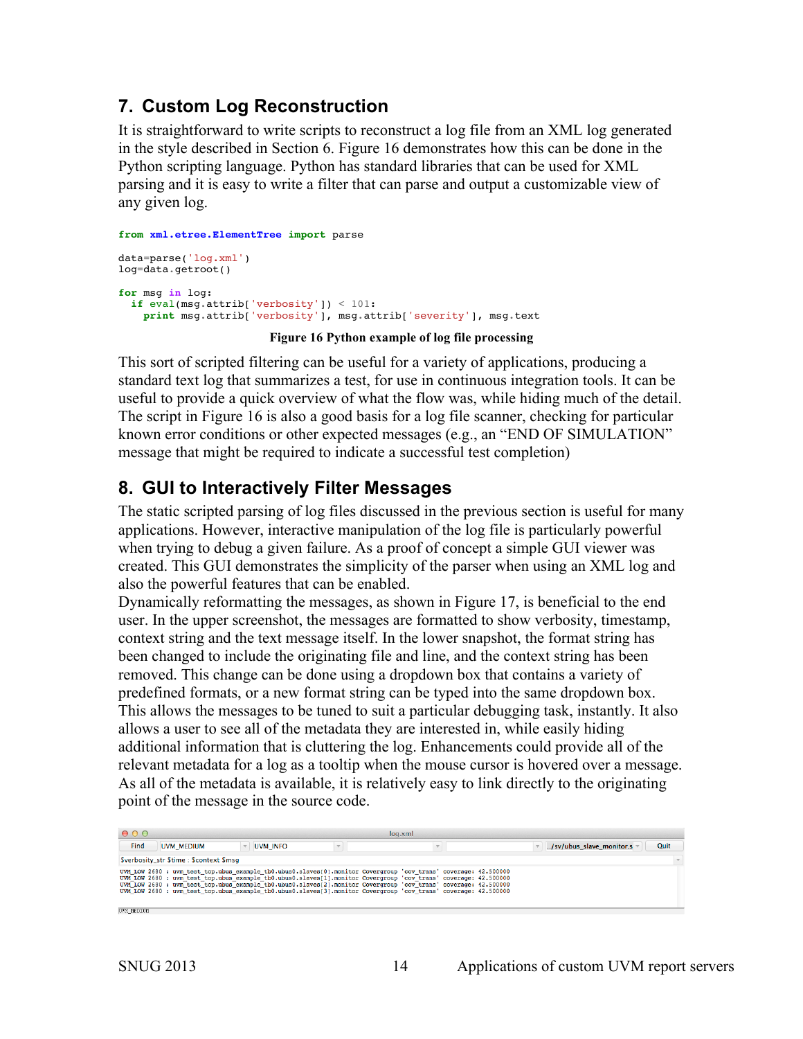## 7. Custom Log Reconstruction

It is straightforward to write scripts to reconstruct a log file from an XML log generated in the style described in Section 6. Figure 16 demonstrates how this can be done in the Python scripting language. Python has standard libraries that can be used for XML parsing and it is easy to write a filter that can parse and output a customizable view of any given log.

```
from xml.etree.ElementTree import parse

data=parse('log.xml')
log=data.getroot()

for msg in log:
  if eval(msg.attrib['verbosity']) < 101:
    print msg.attrib['verbosity'], msg.attrib['severity'], msg.text
```

**Figure 16 Python example of log file processing**

This sort of scripted filtering can be useful for a variety of applications, producing a standard text log that summarizes a test, for use in continuous integration tools. It can be useful to provide a quick overview of what the flow was, while hiding much of the detail. The script in Figure 16 is also a good basis for a log file scanner, checking for particular known error conditions or other expected messages (e.g., an "END OF SIMULATION" message that might be required to indicate a successful test completion)

## 8. GUI to Interactively Filter Messages

The static scripted parsing of log files discussed in the previous section is useful for many applications. However, interactive manipulation of the log file is particularly powerful when trying to debug a given failure. As a proof of concept a simple GUI viewer was created. This GUI demonstrates the simplicity of the parser when using an XML log and also the powerful features that can be enabled.

Dynamically reformatting the messages, as shown in Figure 17, is beneficial to the end user. In the upper screenshot, the messages are formatted to show verbosity, timestamp, context string and the text message itself. In the lower snapshot, the format string has been changed to include the originating file and line, and the context string has been removed. This change can be done using a dropdown box that contains a variety of predefined formats, or a new format string can be typed into the same dropdown box. This allows the messages to be tuned to suit a particular debugging task, instantly. It also allows a user to see all of the metadata they are interested in, while easily hiding additional information that is cluttering the log. Enhancements could provide all of the relevant metadata for a log as a tooltip when the mouse cursor is hovered over a message. As all of the metadata is available, it is relatively easy to link directly to the originating point of the message in the source code.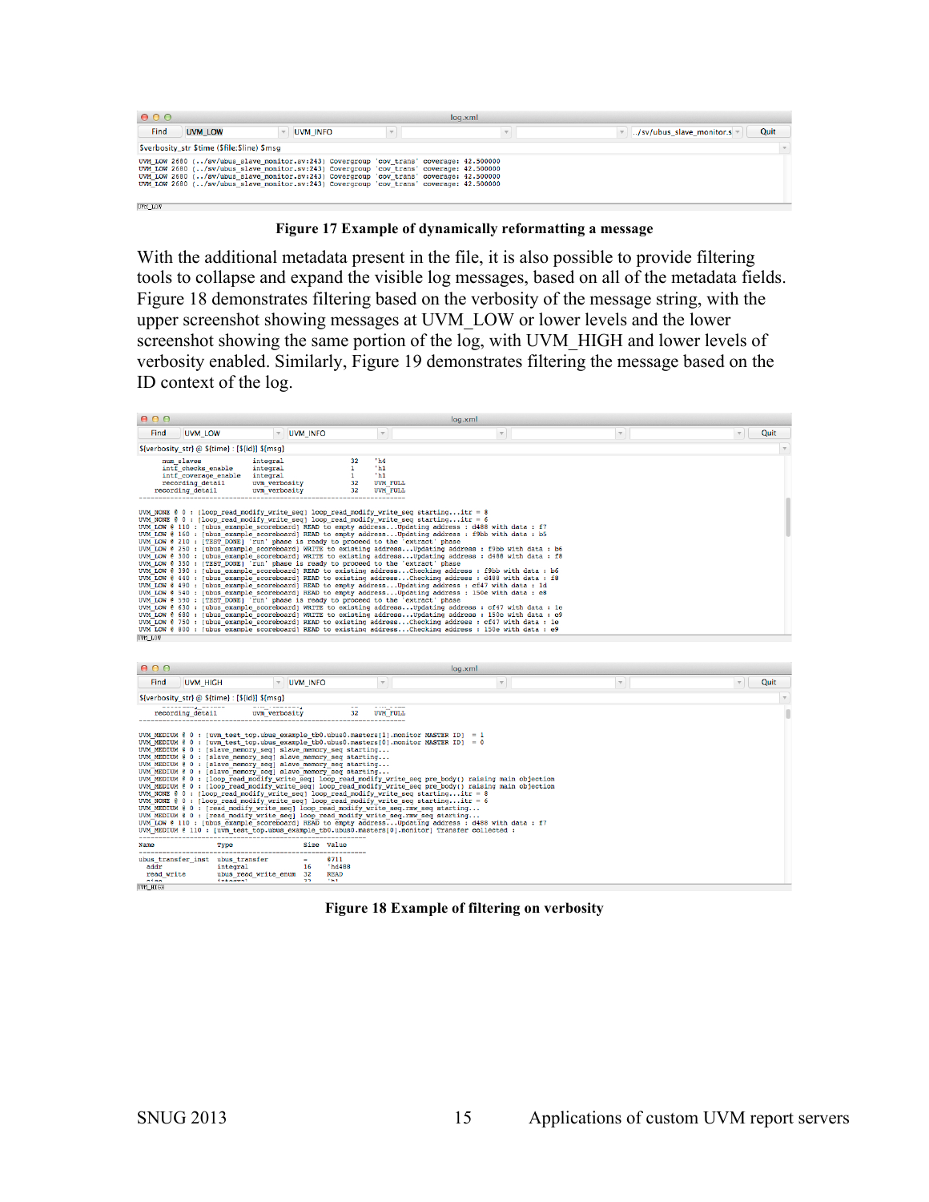**Figure 17 Example of dynamically reformatting a message**

With the additional metadata present in the file, it is also possible to provide filtering tools to collapse and expand the visible log messages, based on all of the metadata fields. Figure 18 demonstrates filtering based on the verbosity of the message string, with the upper screenshot showing messages at UVM_LOW or lower levels and the lower screenshot showing the same portion of the log, with UVM_HIGH and lower levels of verbosity enabled. Similarly, Figure 19 demonstrates filtering the message based on the ID context of the log.

**Figure 18 Example of filtering on verbosity**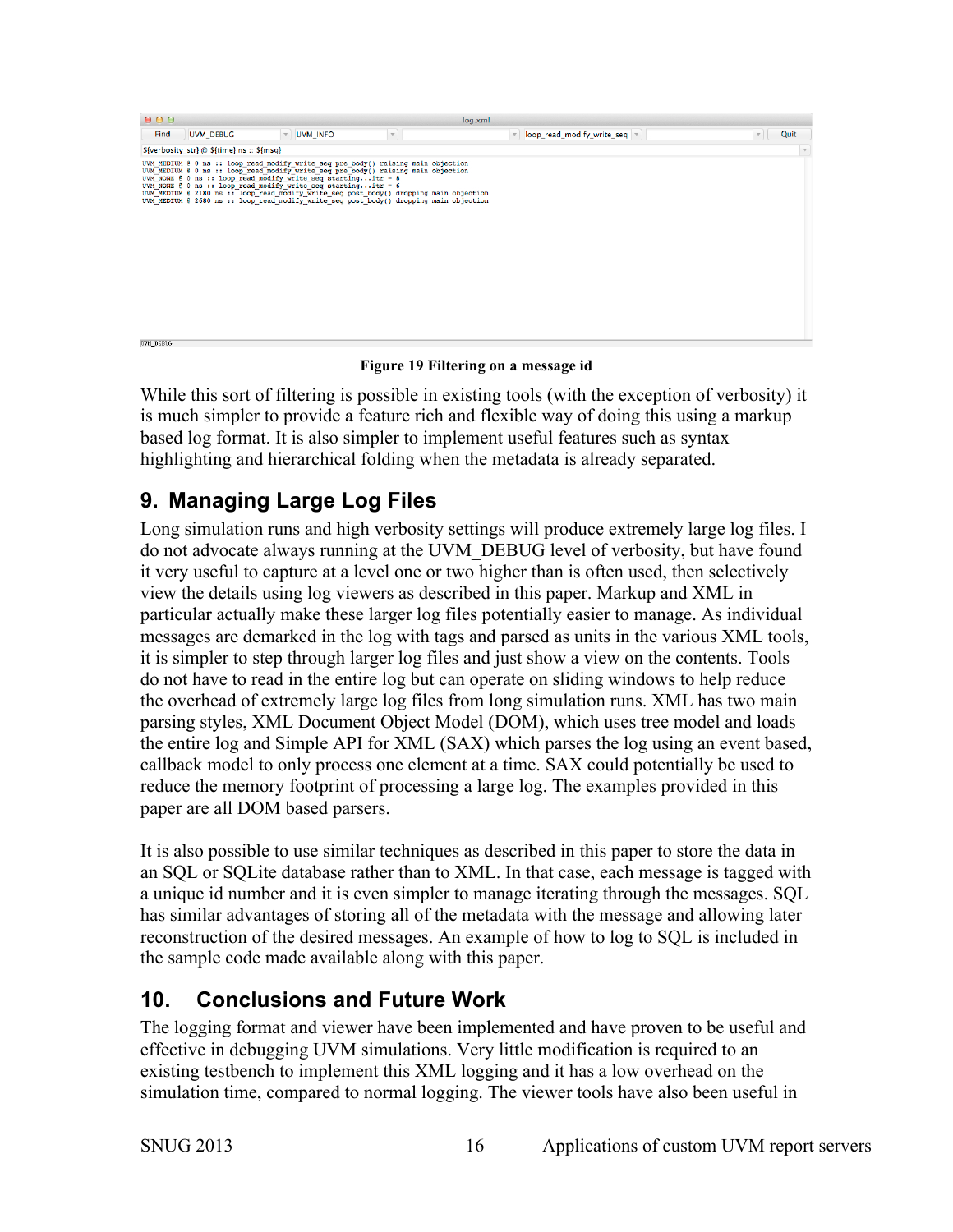Figure 19 Filtering on a message id

While this sort of filtering is possible in existing tools (with the exception of verbosity) it is much simpler to provide a feature rich and flexible way of doing this using a markup based log format. It is also simpler to implement useful features such as syntax highlighting and hierarchical folding when the metadata is already separated.

## 9. Managing Large Log Files

Long simulation runs and high verbosity settings will produce extremely large log files. I do not advocate always running at the UVM_DEBUG level of verbosity, but have found it very useful to capture at a level one or two higher than is often used, then selectively view the details using log viewers as described in this paper. Markup and XML in particular actually make these larger log files potentially easier to manage. As individual messages are demarked in the log with tags and parsed as units in the various XML tools, it is simpler to step through larger log files and just show a view on the contents. Tools do not have to read in the entire log but can operate on sliding windows to help reduce the overhead of extremely large log files from long simulation runs. XML has two main parsing styles, XML Document Object Model (DOM), which uses tree model and loads the entire log and Simple API for XML (SAX) which parses the log using an event based, callback model to only process one element at a time. SAX could potentially be used to reduce the memory footprint of processing a large log. The examples provided in this paper are all DOM based parsers.

It is also possible to use similar techniques as described in this paper to store the data in an SQL or SQLite database rather than to XML. In that case, each message is tagged with a unique id number and it is even simpler to manage iterating through the messages. SQL has similar advantages of storing all of the metadata with the message and allowing later reconstruction of the desired messages. An example of how to log to SQL is included in the sample code made available along with this paper.

## 10. Conclusions and Future Work

The logging format and viewer have been implemented and have proven to be useful and effective in debugging UVM simulations. Very little modification is required to an existing testbench to implement this XML logging and it has a low overhead on the simulation time, compared to normal logging. The viewer tools have also been useful in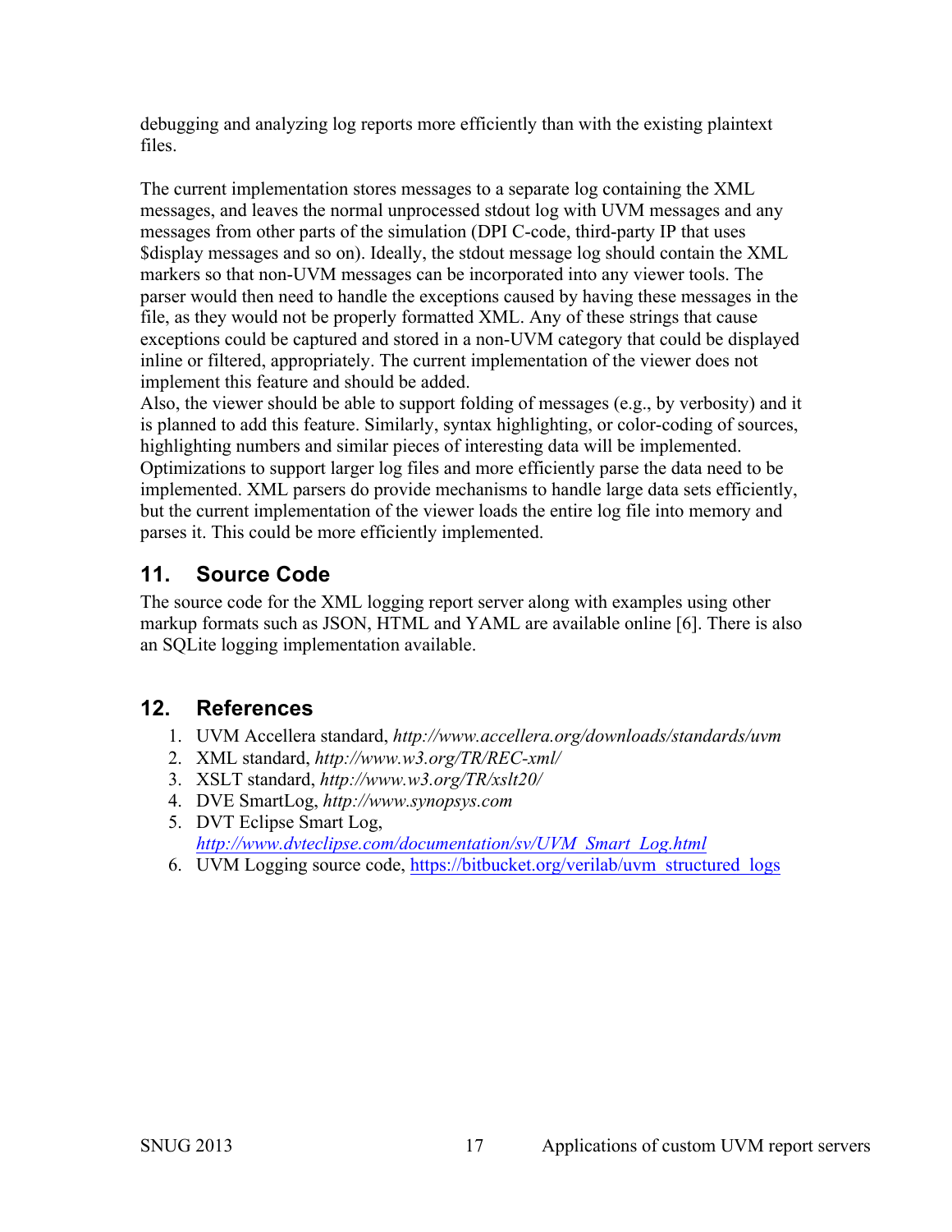debugging and analyzing log reports more efficiently than with the existing plaintext files.

The current implementation stores messages to a separate log containing the XML messages, and leaves the normal unprocessed stdout log with UVM messages and any messages from other parts of the simulation (DPI C-code, third-party IP that uses $display messages and so on). Ideally, the stdout message log should contain the XML markers so that non-UVM messages can be incorporated into any viewer tools. The parser would then need to handle the exceptions caused by having these messages in the file, as they would not be properly formatted XML. Any of these strings that cause exceptions could be captured and stored in a non-UVM category that could be displayed inline or filtered, appropriately. The current implementation of the viewer does not implement this feature and should be added.
Also, the viewer should be able to support folding of messages (e.g., by verbosity) and it is planned to add this feature. Similarly, syntax highlighting, or color-coding of sources, highlighting numbers and similar pieces of interesting data will be implemented. Optimizations to support larger log files and more efficiently parse the data need to be implemented. XML parsers do provide mechanisms to handle large data sets efficiently, but the current implementation of the viewer loads the entire log file into memory and parses it. This could be more efficiently implemented.

## 11. Source Code

The source code for the XML logging report server along with examples using other markup formats such as JSON, HTML and YAML are available online [6]. There is also an SQLite logging implementation available.

## 12. References

1. UVM Accellera standard, *http://www.accellera.org/downloads/standards/uvm*
2. XML standard, *http://www.w3.org/TR/REC-xml/*
3. XSLT standard, *http://www.w3.org/TR/xslt20/*
4. DVE SmartLog, *http://www.synopsys.com*
5. DVT Eclipse Smart Log, *http://www.dvteclipse.com/documentation/sv/UVM_Smart_Log.html*
6. UVM Logging source code, https://bitbucket.org/verilab/uvm_structured_logs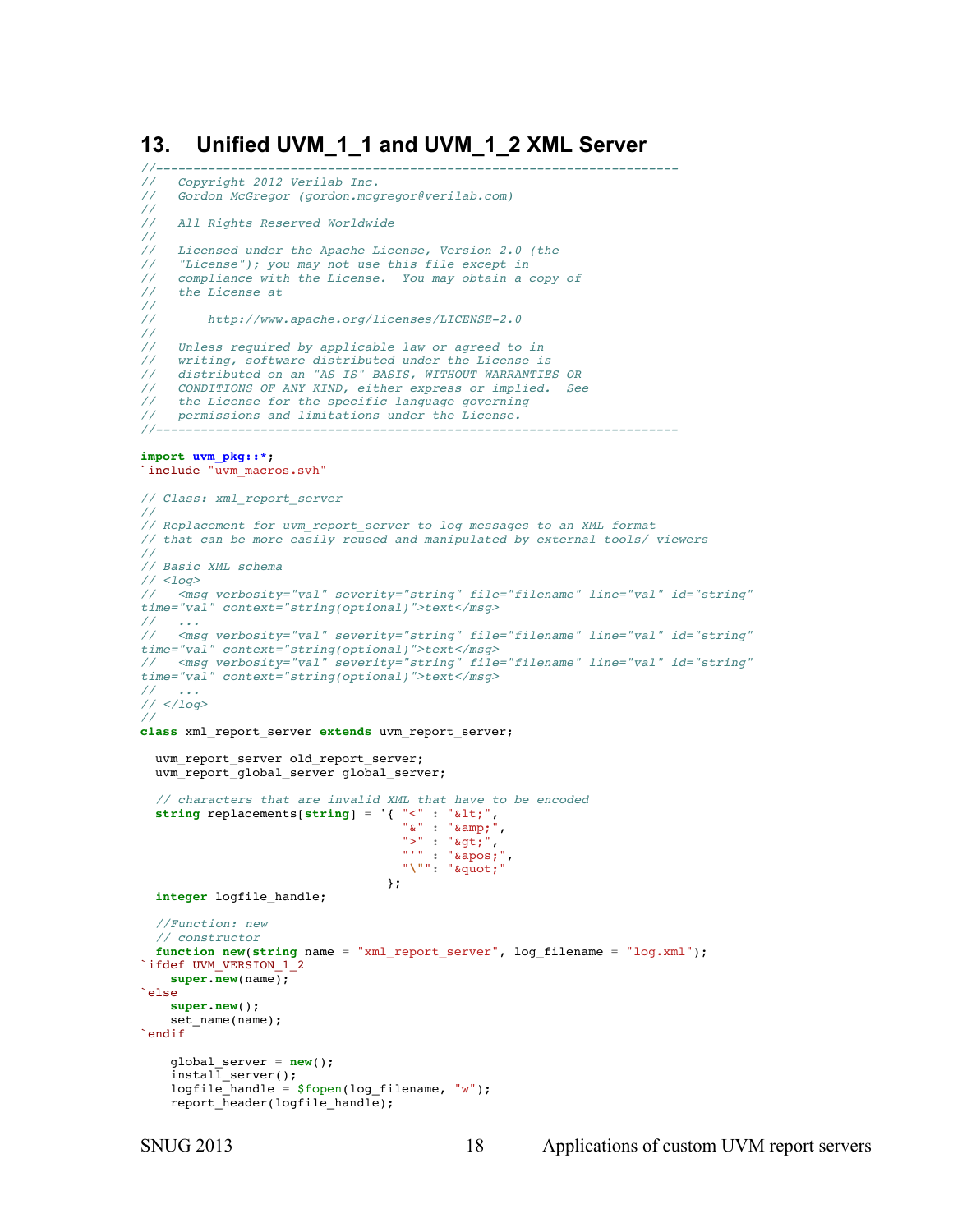## 13. Unified UVM_1_1 and UVM_1_2 XML Server

```
//----------------------------------------------------------------------
//   Copyright 2012 Verilab Inc.
//   Gordon McGregor (gordon.mcgregor@verilab.com)
//
//   All Rights Reserved Worldwide
//
//   Licensed under the Apache License, Version 2.0 (the
//   "License"); you may not use this file except in
//   compliance with the License.  You may obtain a copy of
//   the License at
//
//       http://www.apache.org/licenses/LICENSE-2.0
//
//   Unless required by applicable law or agreed to in
//   writing, software distributed under the License is
//   distributed on an "AS IS" BASIS, WITHOUT WARRANTIES OR
//   CONDITIONS OF ANY KIND, either express or implied.  See
//   the License for the specific language governing
//   permissions and limitations under the License.
//----------------------------------------------------------------------

import uvm_pkg::*;
`include "uvm_macros.svh"

// Class: xml_report_server
//
// Replacement for uvm_report_server to log messages to an XML format
// that can be more easily reused and manipulated by external tools/ viewers
//
// Basic XML schema
// <log>
//   <msg verbosity="val" severity="string" file="filename" line="val" id="string"
time="val" context="string(optional)">text</msg>
//   ...
//   <msg verbosity="val" severity="string" file="filename" line="val" id="string"
time="val" context="string(optional)">text</msg>
//   <msg verbosity="val" severity="string" file="filename" line="val" id="string"
time="val" context="string(optional)">text</msg>
//   ...
// </log>
//
class xml_report_server extends uvm_report_server;

  uvm_report_server old_report_server;
  uvm_report_global_server global_server;

  // characters that are invalid XML that have to be encoded
  string replacements[string] = '{ "<" : "&lt;",
                                   "&" : "&amp;",
                                   ">" : "&gt;",
                                   "'" : "&apos;",
                                   "\"": "&quot;"
                                 };
  integer logfile_handle;

  //Function: new
  // constructor
  function new(string name = "xml_report_server", log_filename = "log.xml");
`ifdef UVM_VERSION_1_2
    super.new(name);
`else
    super.new();
    set_name(name);
`endif

    global_server = new();
    install_server();
    logfile_handle = $fopen(log_filename, "w");
    report_header(logfile_handle);
```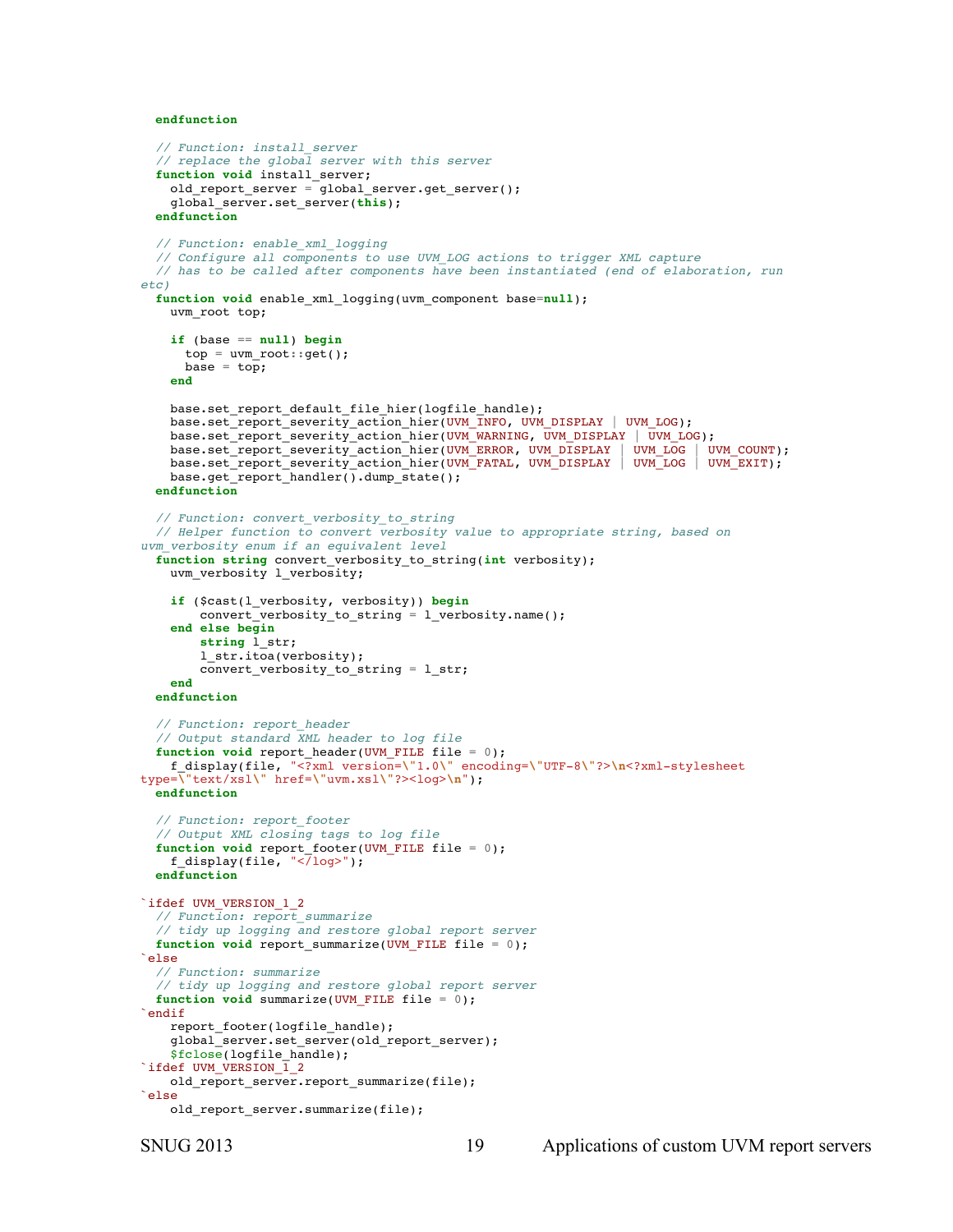```
  endfunction

  // Function: install_server
  // replace the global server with this server
  function void install_server;
    old_report_server = global_server.get_server();
    global_server.set_server(this);
  endfunction

  // Function: enable_xml_logging
  // Configure all components to use UVM_LOG actions to trigger XML capture
  // has to be called after components have been instantiated (end of elaboration, run
etc)
  function void enable_xml_logging(uvm_component base=null);
    uvm_root top;

    if (base == null) begin
      top = uvm_root::get();
      base = top;
    end

    base.set_report_default_file_hier(logfile_handle);
    base.set_report_severity_action_hier(UVM_INFO, UVM_DISPLAY | UVM_LOG);
    base.set_report_severity_action_hier(UVM_WARNING, UVM_DISPLAY | UVM_LOG);
    base.set_report_severity_action_hier(UVM_ERROR, UVM_DISPLAY | UVM_LOG | UVM_COUNT);
    base.set_report_severity_action_hier(UVM_FATAL, UVM_DISPLAY | UVM_LOG | UVM_EXIT);
    base.get_report_handler().dump_state();
  endfunction

  // Function: convert_verbosity_to_string
  // Helper function to convert verbosity value to appropriate string, based on
uvm_verbosity enum if an equivalent level
  function string convert_verbosity_to_string(int verbosity);
    uvm_verbosity l_verbosity;

    if ($cast(l_verbosity, verbosity)) begin
        convert_verbosity_to_string = l_verbosity.name();
    end else begin
        string l_str;
        l_str.itoa(verbosity);
        convert_verbosity_to_string = l_str;
    end
  endfunction

  // Function: report_header
  // Output standard XML header to log file
  function void report_header(UVM_FILE file = 0);
    f_display(file, "<?xml version=\"1.0\" encoding=\"UTF-8\"?>\n<?xml-stylesheet
type=\"text/xsl\" href=\"uvm.xsl\"?><log>\n");
  endfunction

  // Function: report_footer
  // Output XML closing tags to log file
  function void report_footer(UVM_FILE file = 0);
    f_display(file, "</log>");
  endfunction

`ifdef UVM_VERSION_1_2
  // Function: report_summarize
  // tidy up logging and restore global report server
  function void report_summarize(UVM_FILE file = 0);
`else
  // Function: summarize
  // tidy up logging and restore global report server
  function void summarize(UVM_FILE file = 0);
`endif
    report_footer(logfile_handle);
    global_server.set_server(old_report_server);
    $fclose(logfile_handle);
`ifdef UVM_VERSION_1_2
    old_report_server.report_summarize(file);
`else
    old_report_server.summarize(file);
```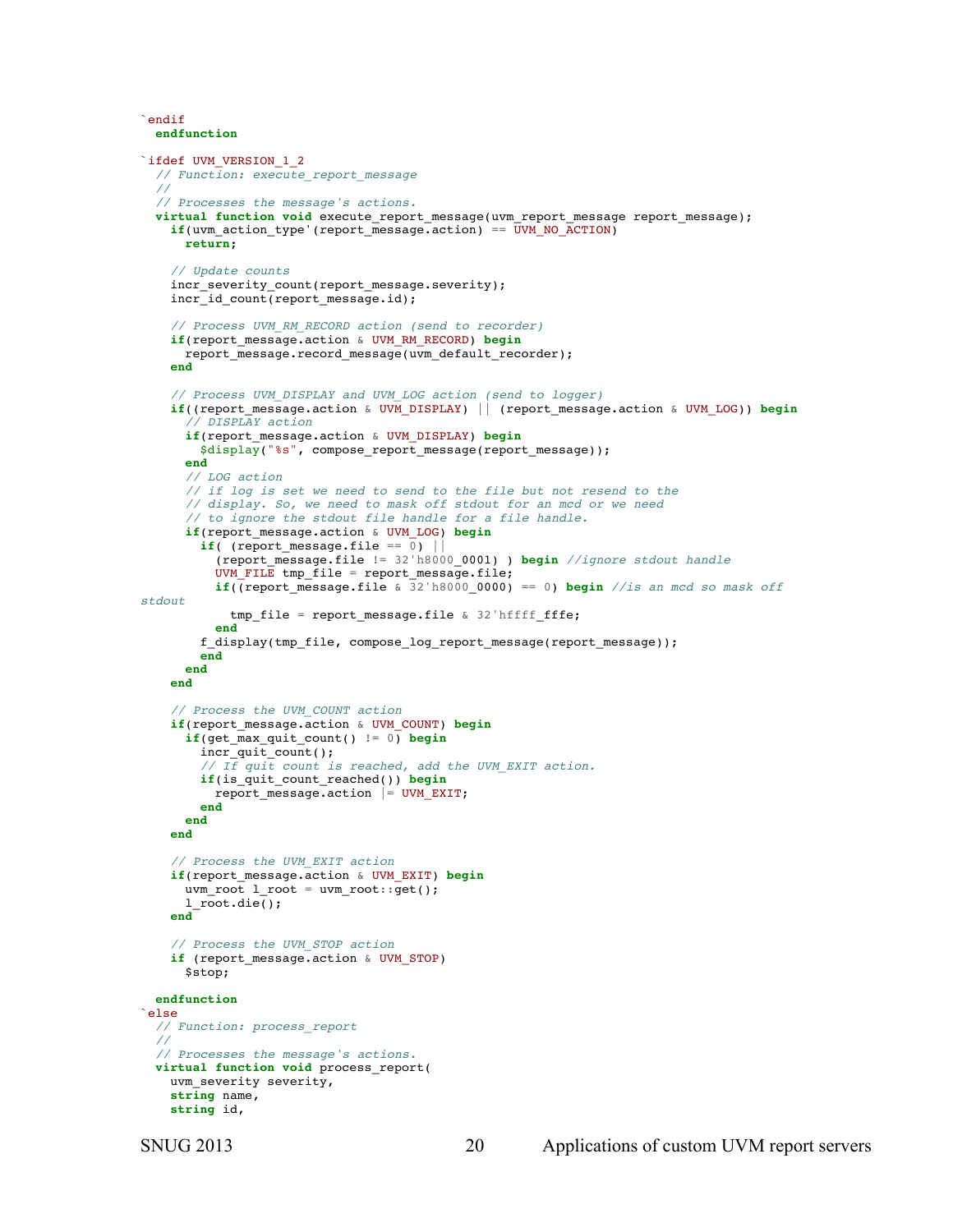```
`endif
  endfunction

`ifdef UVM_VERSION_1_2
  // Function: execute_report_message
  //
  // Processes the message's actions.
  virtual function void execute_report_message(uvm_report_message report_message);
    if(uvm_action_type'(report_message.action) == UVM_NO_ACTION)
      return;

    // Update counts
    incr_severity_count(report_message.severity);
    incr_id_count(report_message.id);

    // Process UVM_RM_RECORD action (send to recorder)
    if(report_message.action & UVM_RM_RECORD) begin
      report_message.record_message(uvm_default_recorder);
    end

    // Process UVM_DISPLAY and UVM_LOG action (send to logger)
    if((report_message.action & UVM_DISPLAY) || (report_message.action & UVM_LOG)) begin
      // DISPLAY action
      if(report_message.action & UVM_DISPLAY) begin
        $display("%s", compose_report_message(report_message));
      end
      // LOG action
      // if log is set we need to send to the file but not resend to the
      // display. So, we need to mask off stdout for an mcd or we need
      // to ignore the stdout file handle for a file handle.
      if(report_message.action & UVM_LOG) begin
        if( (report_message.file == 0) ||
          (report_message.file != 32'h8000_0001) ) begin //ignore stdout handle
          UVM_FILE tmp_file = report_message.file;
          if((report_message.file & 32'h8000_0000) == 0) begin //is an mcd so mask off
stdout
            tmp_file = report_message.file & 32'hffff_fffe;
          end
        f_display(tmp_file, compose_log_report_message(report_message));
        end
      end
    end

    // Process the UVM_COUNT action
    if(report_message.action & UVM_COUNT) begin
      if(get_max_quit_count() != 0) begin
        incr_quit_count();
        // If quit count is reached, add the UVM_EXIT action.
        if(is_quit_count_reached()) begin
          report_message.action |= UVM_EXIT;
        end
      end
    end

    // Process the UVM_EXIT action
    if(report_message.action & UVM_EXIT) begin
      uvm_root l_root = uvm_root::get();
      l_root.die();
    end

    // Process the UVM_STOP action
    if (report_message.action & UVM_STOP)
      $stop;

  endfunction
`else
  // Function: process_report
  //
  // Processes the message's actions.
  virtual function void process_report(
    uvm_severity severity,
    string name,
    string id,
```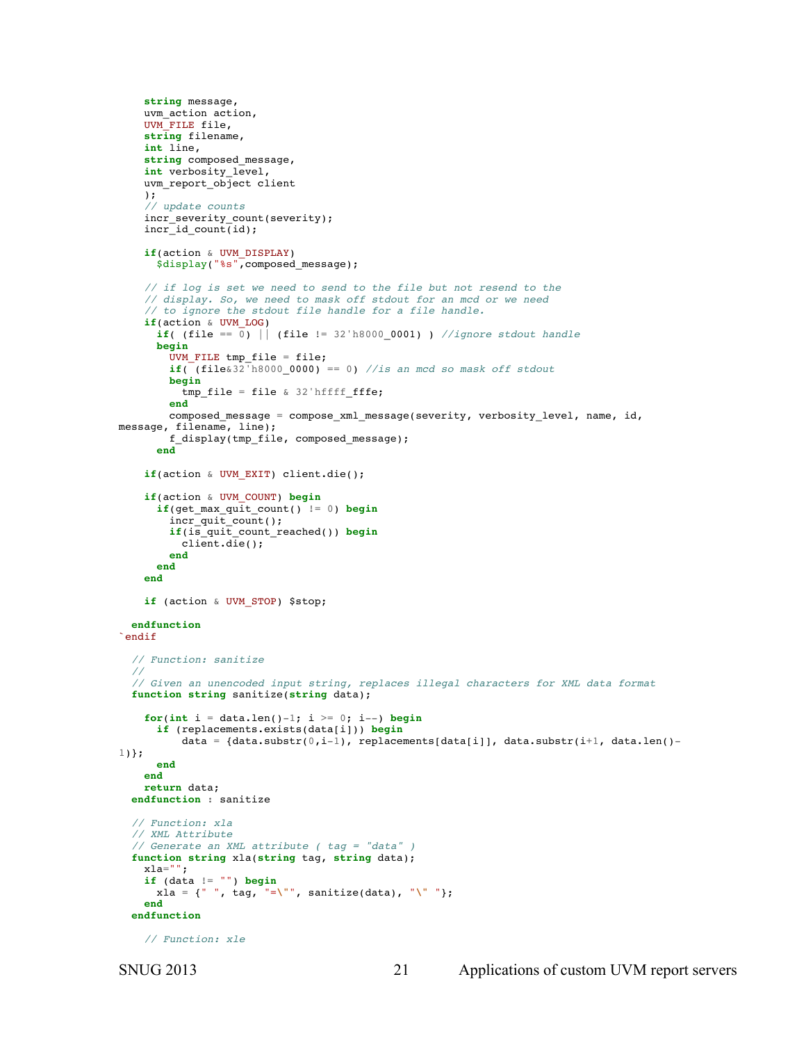```
    string message,
    uvm_action action,
    UVM_FILE file,
    string filename,
    int line,
    string composed_message,
    int verbosity_level,
    uvm_report_object client
    );
    // update counts
    incr_severity_count(severity);
    incr_id_count(id);

    if(action & UVM_DISPLAY)
      $display("%s",composed_message);

    // if log is set we need to send to the file but not resend to the
    // display. So, we need to mask off stdout for an mcd or we need
    // to ignore the stdout file handle for a file handle.
    if(action & UVM_LOG)
      if( (file == 0) || (file != 32'h8000_0001) ) //ignore stdout handle
      begin
        UVM_FILE tmp_file = file;
        if( (file&32'h8000_0000) == 0) //is an mcd so mask off stdout
        begin
          tmp_file = file & 32'hffff_fffe;
        end
        composed_message = compose_xml_message(severity, verbosity_level, name, id,
message, filename, line);
        f_display(tmp_file, composed_message);
      end

    if(action & UVM_EXIT) client.die();

    if(action & UVM_COUNT) begin
      if(get_max_quit_count() != 0) begin
        incr_quit_count();
        if(is_quit_count_reached()) begin
          client.die();
        end
      end
    end

    if (action & UVM_STOP) $stop;

  endfunction
`endif

  // Function: sanitize
  //
  // Given an unencoded input string, replaces illegal characters for XML data format
  function string sanitize(string data);

    for(int i = data.len()-1; i >= 0; i--) begin
      if (replacements.exists(data[i])) begin
          data = {data.substr(0,i-1), replacements[data[i]], data.substr(i+1, data.len()-
1)};
      end
    end
    return data;
  endfunction : sanitize

  // Function: xla
  // XML Attribute
  // Generate an XML attribute ( tag = "data" )
  function string xla(string tag, string data);
    xla="";
    if (data != "") begin
      xla = {" ", tag, "=\"", sanitize(data), "\" "};
    end
  endfunction

    // Function: xle
```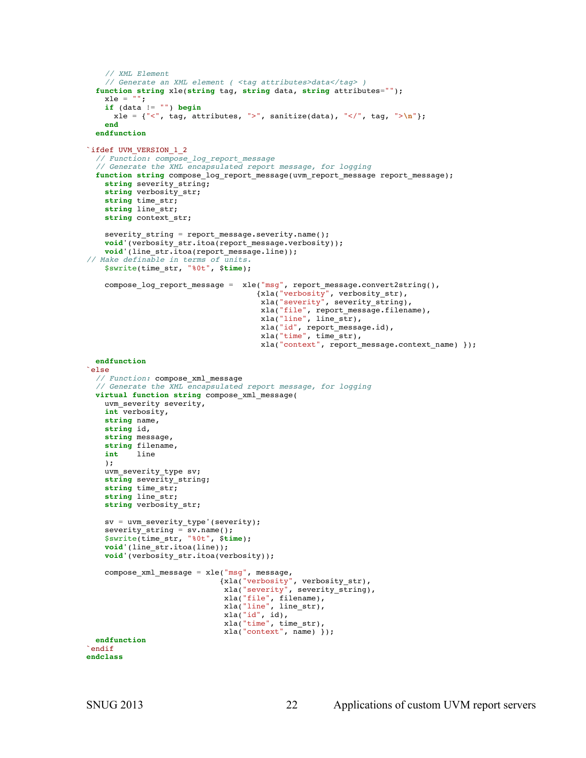```
    // XML Element
    // Generate an XML element ( <tag attributes>data</tag> )
  function string xle(string tag, string data, string attributes="");
    xle = "";
    if (data != "") begin
      xle = {"<", tag, attributes, ">", sanitize(data), "</", tag, ">\n"};
    end
  endfunction

`ifdef UVM_VERSION_1_2
  // Function: compose_log_report_message
  // Generate the XML encapsulated report message, for logging
  function string compose_log_report_message(uvm_report_message report_message);
    string severity_string;
    string verbosity_str;
    string time_str;
    string line_str;
    string context_str;

    severity_string = report_message.severity.name();
    void'(verbosity_str.itoa(report_message.verbosity));
    void'(line_str.itoa(report_message.line));
// Make definable in terms of units.
    $swrite(time_str, "%0t", $time);

    compose_log_report_message =  xle("msg", report_message.convert2string(),
                                    {xla("verbosity", verbosity_str),
                                     xla("severity", severity_string),
                                     xla("file", report_message.filename),
                                     xla("line", line_str),
                                     xla("id", report_message.id),
                                     xla("time", time_str),
                                     xla("context", report_message.context_name) });

  endfunction
`else
  // Function: compose_xml_message
  // Generate the XML encapsulated report message, for logging
  virtual function string compose_xml_message(
    uvm_severity severity,
    int verbosity,
    string name,
    string id,
    string message,
    string filename,
    int    line
    );
    uvm_severity_type sv;
    string severity_string;
    string time_str;
    string line_str;
    string verbosity_str;

    sv = uvm_severity_type'(severity);
    severity_string = sv.name();
    $swrite(time_str, "%0t", $time);
    void'(line_str.itoa(line));
    void'(verbosity_str.itoa(verbosity));

    compose_xml_message = xle("msg", message,
                             {xla("verbosity", verbosity_str),
                              xla("severity", severity_string),
                              xla("file", filename),
                              xla("line", line_str),
                              xla("id", id),
                              xla("time", time_str),
                              xla("context", name) });
  endfunction
`endif
endclass
```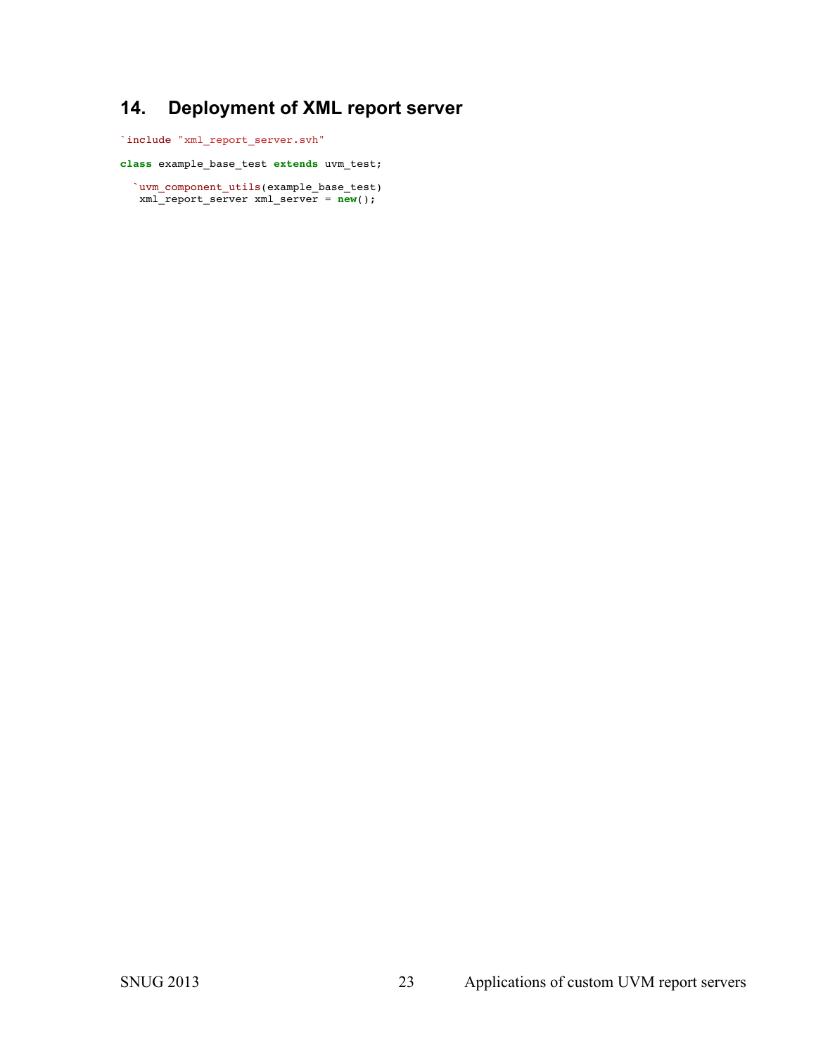## 14. Deployment of XML report server

```
`include "xml_report_server.svh"

class example_base_test extends uvm_test;

  `uvm_component_utils(example_base_test)
   xml_report_server xml_server = new();
```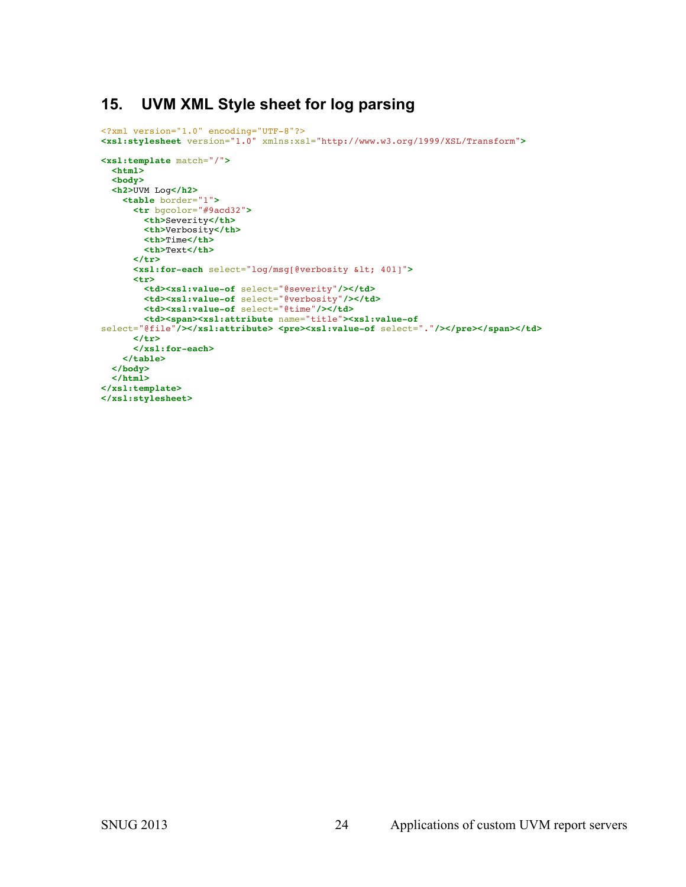## 15. UVM XML Style sheet for log parsing

```
<?xml version="1.0" encoding="UTF-8"?>
<xsl:stylesheet version="1.0" xmlns:xsl="http://www.w3.org/1999/XSL/Transform">

<xsl:template match="/">
  <html>
  <body>
  <h2>UVM Log</h2>
    <table border="1">
      <tr bgcolor="#9acd32">
        <th>Severity</th>
        <th>Verbosity</th>
        <th>Time</th>
        <th>Text</th>
      </tr>
      <xsl:for-each select="log/msg[@verbosity &lt; 401]">
      <tr>
        <td><xsl:value-of select="@severity"/></td>
        <td><xsl:value-of select="@verbosity"/></td>
        <td><xsl:value-of select="@time"/></td>
        <td><span><xsl:attribute name="title"><xsl:value-of
select="@file"/></xsl:attribute> <pre><xsl:value-of select="."/></pre></span></td>
      </tr>
      </xsl:for-each>
    </table>
  </body>
  </html>
</xsl:template>
</xsl:stylesheet>
```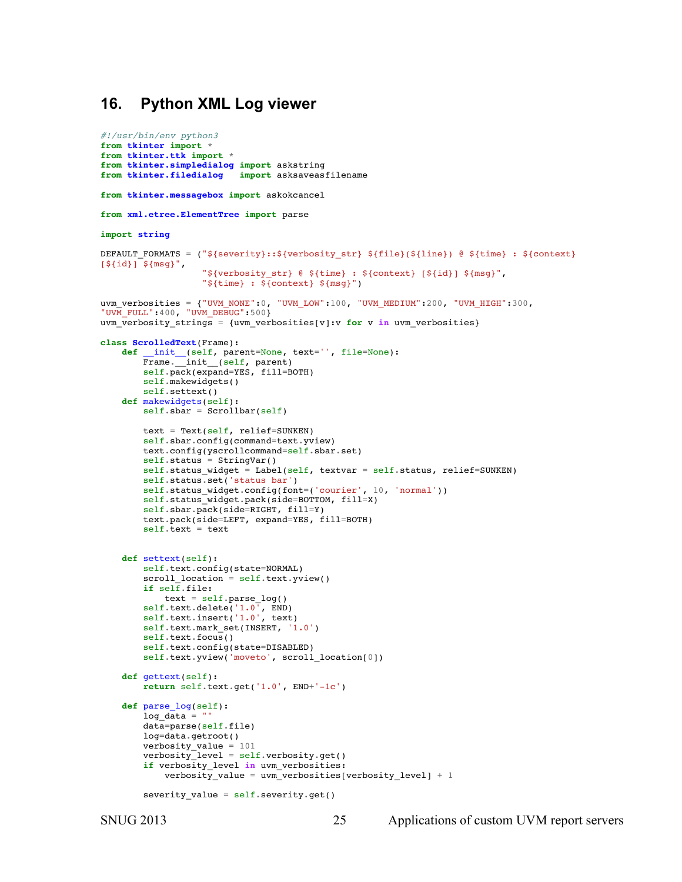## 16. Python XML Log viewer

```
#!/usr/bin/env python3
from tkinter import *
from tkinter.ttk import *
from tkinter.simpledialog import askstring
from tkinter.filedialog   import asksaveasfilename

from tkinter.messagebox import askokcancel

from xml.etree.ElementTree import parse

import string

DEFAULT_FORMATS = ("${severity}::${verbosity_str} ${file}(${line}) @ ${time} : ${context}
[${id}] ${msg}",
                   "${verbosity_str} @ ${time} : ${context} [${id}] ${msg}",
                   "${time} : ${context} ${msg}")

uvm_verbosities = {"UVM_NONE":0, "UVM_LOW":100, "UVM_MEDIUM":200, "UVM_HIGH":300,
"UVM_FULL":400, "UVM_DEBUG":500}
uvm_verbosity_strings = {uvm_verbosities[v]:v for v in uvm_verbosities}

class ScrolledText(Frame):
    def __init__(self, parent=None, text='', file=None):
        Frame.__init__(self, parent)
        self.pack(expand=YES, fill=BOTH)
        self.makewidgets()
        self.settext()
    def makewidgets(self):
        self.sbar = Scrollbar(self)

        text = Text(self, relief=SUNKEN)
        self.sbar.config(command=text.yview)
        text.config(yscrollcommand=self.sbar.set)
        self.status = StringVar()
        self.status_widget = Label(self, textvar = self.status, relief=SUNKEN)
        self.status.set('status bar')
        self.status_widget.config(font=('courier', 10, 'normal'))
        self.status_widget.pack(side=BOTTOM, fill=X)
        self.sbar.pack(side=RIGHT, fill=Y)
        text.pack(side=LEFT, expand=YES, fill=BOTH)
        self.text = text


    def settext(self):
        self.text.config(state=NORMAL)
        scroll_location = self.text.yview()
        if self.file:
            text = self.parse_log()
        self.text.delete('1.0', END)
        self.text.insert('1.0', text)
        self.text.mark_set(INSERT, '1.0')
        self.text.focus()
        self.text.config(state=DISABLED)
        self.text.yview('moveto', scroll_location[0])

    def gettext(self):
        return self.text.get('1.0', END+'-1c')

    def parse_log(self):
        log_data = ""
        data=parse(self.file)
        log=data.getroot()
        verbosity_value = 101
        verbosity_level = self.verbosity.get()
        if verbosity_level in uvm_verbosities:
            verbosity_value = uvm_verbosities[verbosity_level] + 1

        severity_value = self.severity.get()
```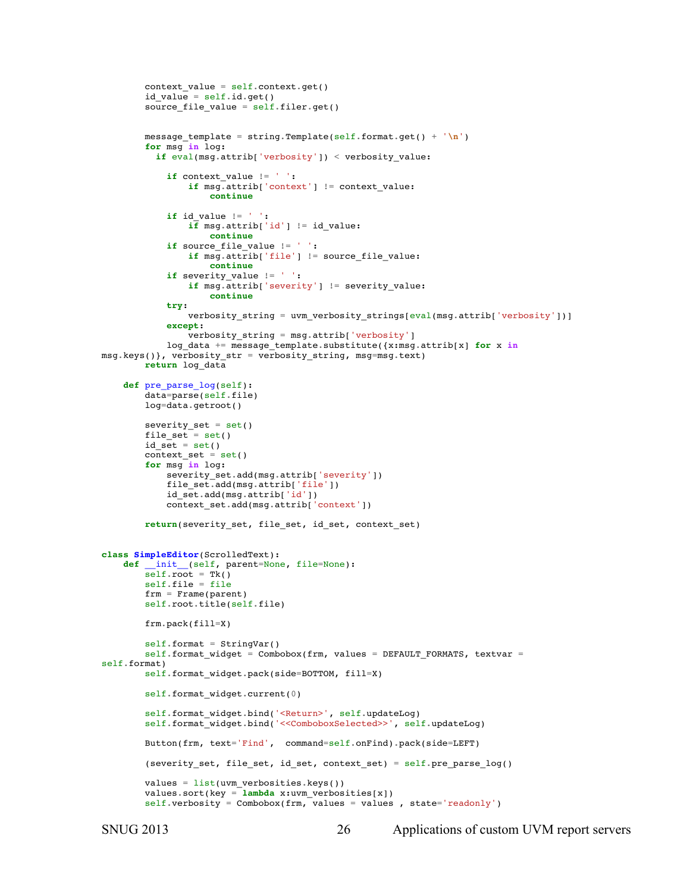```
        context_value = self.context.get()
        id_value = self.id.get()
        source_file_value = self.filer.get()


        message_template = string.Template(self.format.get() + '\n')
        for msg in log:
          if eval(msg.attrib['verbosity']) < verbosity_value:

            if context_value != ' ':
                if msg.attrib['context'] != context_value:
                    continue

            if id_value != ' ':
                if msg.attrib['id'] != id_value:
                    continue
            if source_file_value != ' ':
                if msg.attrib['file'] != source_file_value:
                    continue
            if severity_value != ' ':
                if msg.attrib['severity'] != severity_value:
                    continue
            try:
                verbosity_string = uvm_verbosity_strings[eval(msg.attrib['verbosity'])]
            except:
                verbosity_string = msg.attrib['verbosity']
            log_data += message_template.substitute({x:msg.attrib[x] for x in
msg.keys()}, verbosity_str = verbosity_string, msg=msg.text)
        return log_data

    def pre_parse_log(self):
        data=parse(self.file)
        log=data.getroot()

        severity_set = set()
        file_set = set()
        id_set = set()
        context_set = set()
        for msg in log:
            severity_set.add(msg.attrib['severity'])
            file_set.add(msg.attrib['file'])
            id_set.add(msg.attrib['id'])
            context_set.add(msg.attrib['context'])

        return(severity_set, file_set, id_set, context_set)


class SimpleEditor(ScrolledText):
    def __init__(self, parent=None, file=None):
        self.root = Tk()
        self.file = file
        frm = Frame(parent)
        self.root.title(self.file)

        frm.pack(fill=X)

        self.format = StringVar()
        self.format_widget = Combobox(frm, values = DEFAULT_FORMATS, textvar =
self.format)
        self.format_widget.pack(side=BOTTOM, fill=X)

        self.format_widget.current(0)

        self.format_widget.bind('<Return>', self.updateLog)
        self.format_widget.bind('<<ComboboxSelected>>', self.updateLog)

        Button(frm, text='Find',  command=self.onFind).pack(side=LEFT)

        (severity_set, file_set, id_set, context_set) = self.pre_parse_log()

        values = list(uvm_verbosities.keys())
        values.sort(key = lambda x:uvm_verbosities[x])
        self.verbosity = Combobox(frm, values = values , state='readonly')
```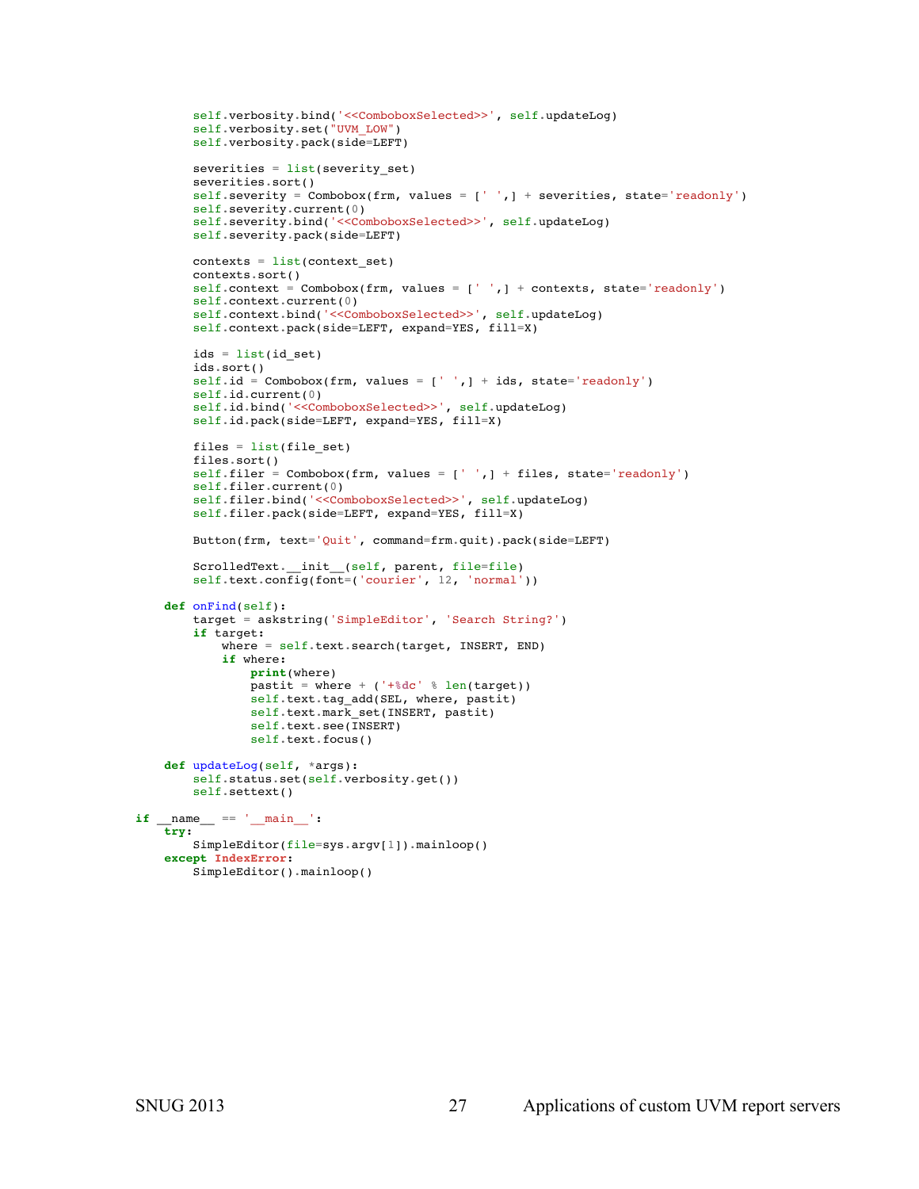```
        self.verbosity.bind('<<ComboboxSelected>>', self.updateLog)
        self.verbosity.set("UVM_LOW")
        self.verbosity.pack(side=LEFT)

        severities = list(severity_set)
        severities.sort()
        self.severity = Combobox(frm, values = [' ',] + severities, state='readonly')
        self.severity.current(0)
        self.severity.bind('<<ComboboxSelected>>', self.updateLog)
        self.severity.pack(side=LEFT)

        contexts = list(context_set)
        contexts.sort()
        self.context = Combobox(frm, values = [' ',] + contexts, state='readonly')
        self.context.current(0)
        self.context.bind('<<ComboboxSelected>>', self.updateLog)
        self.context.pack(side=LEFT, expand=YES, fill=X)

        ids = list(id_set)
        ids.sort()
        self.id = Combobox(frm, values = [' ',] + ids, state='readonly')
        self.id.current(0)
        self.id.bind('<<ComboboxSelected>>', self.updateLog)
        self.id.pack(side=LEFT, expand=YES, fill=X)

        files = list(file_set)
        files.sort()
        self.filer = Combobox(frm, values = [' ',] + files, state='readonly')
        self.filer.current(0)
        self.filer.bind('<<ComboboxSelected>>', self.updateLog)
        self.filer.pack(side=LEFT, expand=YES, fill=X)

        Button(frm, text='Quit', command=frm.quit).pack(side=LEFT)

        ScrolledText.__init__(self, parent, file=file)
        self.text.config(font=('courier', 12, 'normal'))

    def onFind(self):
        target = askstring('SimpleEditor', 'Search String?')
        if target:
            where = self.text.search(target, INSERT, END)
            if where:
                print(where)
                pastit = where + ('+%dc' % len(target))
                self.text.tag_add(SEL, where, pastit)
                self.text.mark_set(INSERT, pastit)
                self.text.see(INSERT)
                self.text.focus()

    def updateLog(self, *args):
        self.status.set(self.verbosity.get())
        self.settext()

if __name__ == '__main__':
    try:
        SimpleEditor(file=sys.argv[1]).mainloop()
    except IndexError:
        SimpleEditor().mainloop()
```